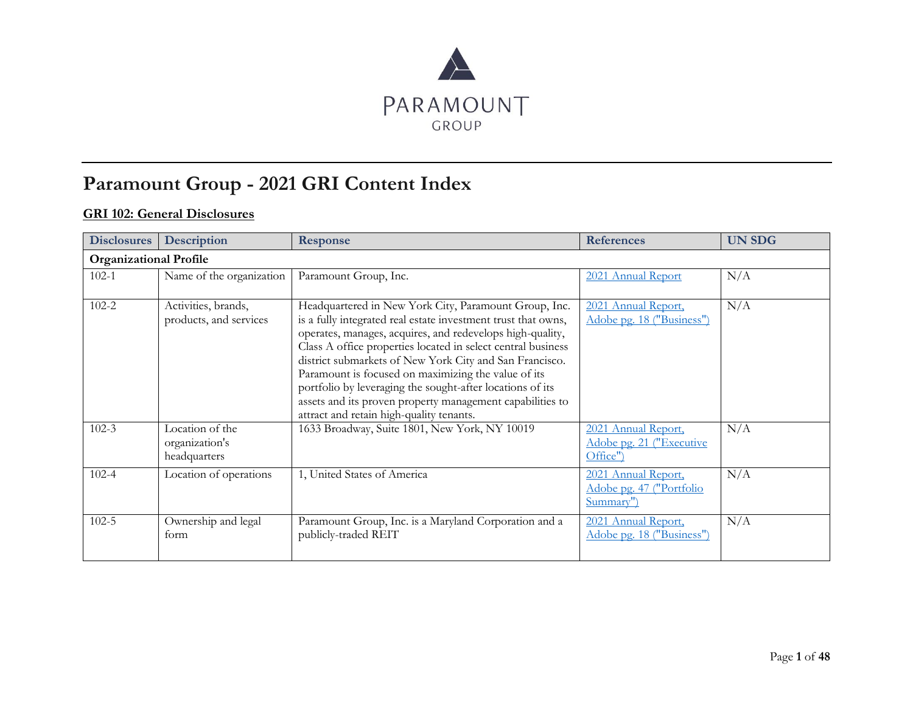PARAMOUNT
GROUP

# Paramount Group - 2021 GRI Content Index

## GRI 102: General Disclosures

| Disclosures | Description | Response | References | UN SDG |
|---|---|---|---|---|
| **Organizational Profile** | | | | |
| 102-1 | Name of the organization | Paramount Group, Inc. | 2021 Annual Report | N/A |
| 102-2 | Activities, brands, products, and services | Headquartered in New York City, Paramount Group, Inc. is a fully integrated real estate investment trust that owns, operates, manages, acquires, and redevelops high-quality, Class A office properties located in select central business district submarkets of New York City and San Francisco. Paramount is focused on maximizing the value of its portfolio by leveraging the sought-after locations of its assets and its proven property management capabilities to attract and retain high-quality tenants. | 2021 Annual Report, Adobe pg. 18 ("Business") | N/A |
| 102-3 | Location of the organization's headquarters | 1633 Broadway, Suite 1801, New York, NY 10019 | 2021 Annual Report, Adobe pg. 21 ("Executive Office") | N/A |
| 102-4 | Location of operations | 1, United States of America | 2021 Annual Report, Adobe pg. 47 ("Portfolio Summary") | N/A |
| 102-5 | Ownership and legal form | Paramount Group, Inc. is a Maryland Corporation and a publicly-traded REIT | 2021 Annual Report, Adobe pg. 18 ("Business") | N/A |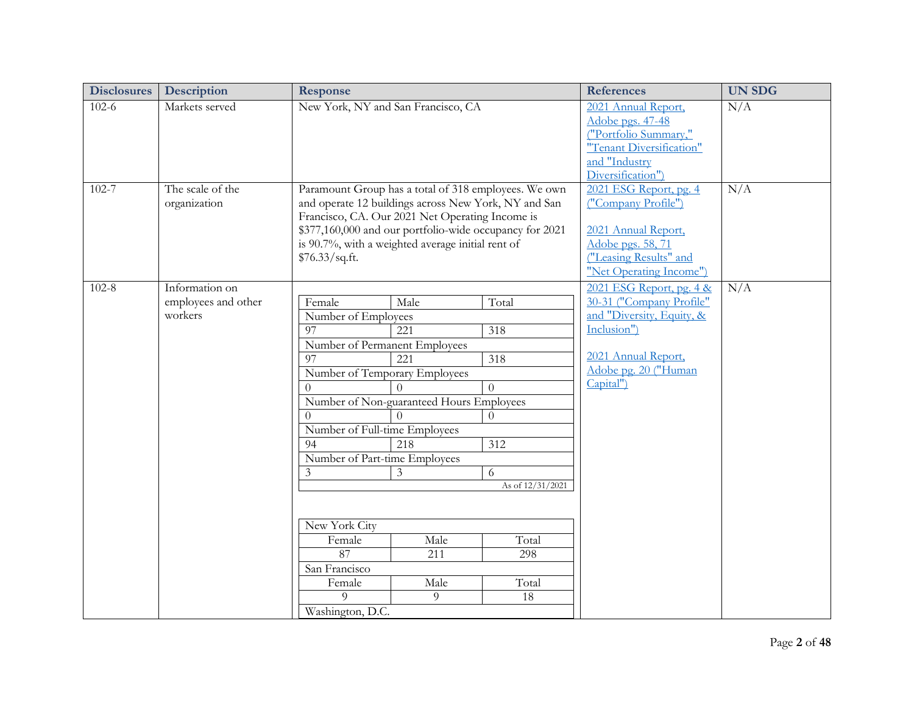| Disclosures | Description | Response | References | UN SDG |
|---|---|---|---|---|
| 102-6 | Markets served | New York, NY and San Francisco, CA | 2021 Annual Report, Adobe pgs. 47-48 ("Portfolio Summary," "Tenant Diversification" and "Industry Diversification") | N/A |
| 102-7 | The scale of the organization | Paramount Group has a total of 318 employees. We own and operate 12 buildings across New York, NY and San Francisco, CA. Our 2021 Net Operating Income is $377,160,000 and our portfolio-wide occupancy for 2021 is 90.7%, with a weighted average initial rent of $76.33/sq.ft. | 2021 ESG Report, pg. 4 ("Company Profile")<br><br>2021 Annual Report, Adobe pgs. 58, 71 ("Leasing Results" and "Net Operating Income") | N/A |
| 102-8 | Information on employees and other workers | (see tables below) | 2021 ESG Report, pg. 4 & 30-31 ("Company Profile" and "Diversity, Equity, & Inclusion")<br><br>2021 Annual Report, Adobe pg. 20 ("Human Capital") | N/A |

| Female | Male | Total |
|---|---|---|
| Number of Employees | | |
| 97 | 221 | 318 |
| Number of Permanent Employees | | |
| 97 | 221 | 318 |
| Number of Temporary Employees | | |
| 0 | 0 | 0 |
| Number of Non-guaranteed Hours Employees | | |
| 0 | 0 | 0 |
| Number of Full-time Employees | | |
| 94 | 218 | 312 |
| Number of Part-time Employees | | |
| 3 | 3 | 6 |
| | | As of 12/31/2021 |

| New York City | | |
|---|---|---|
| Female | Male | Total |
| 87 | 211 | 298 |
| San Francisco | | |
| Female | Male | Total |
| 9 | 9 | 18 |
| Washington, D.C. | | |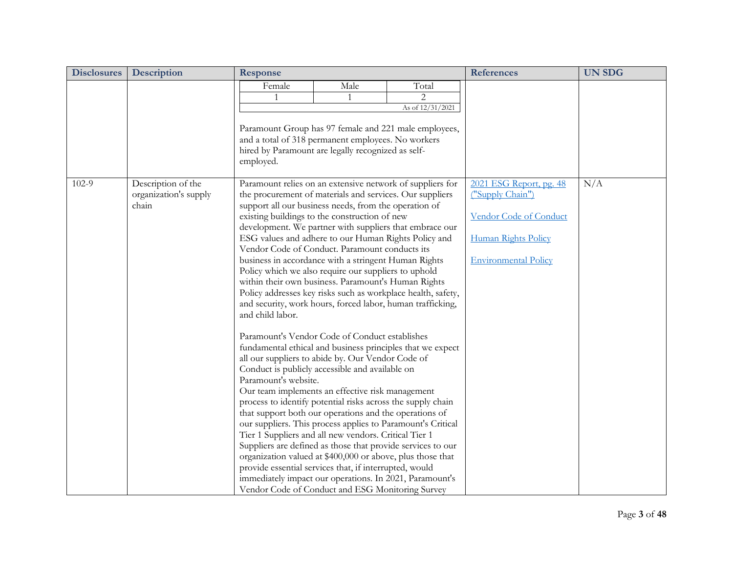| Disclosures | Description | Response | References | UN SDG |
|---|---|---|---|---|
| | | Female: 1; Male: 1; Total: 2 (As of 12/31/2021)<br><br>Paramount Group has 97 female and 221 male employees, and a total of 318 permanent employees. No workers hired by Paramount are legally recognized as self-employed. | | |
| 102-9 | Description of the organization's supply chain | Paramount relies on an extensive network of suppliers for the procurement of materials and services. Our suppliers support all our business needs, from the operation of existing buildings to the construction of new development. We partner with suppliers that embrace our ESG values and adhere to our Human Rights Policy and Vendor Code of Conduct. Paramount conducts its business in accordance with a stringent Human Rights Policy which we also require our suppliers to uphold within their own business. Paramount's Human Rights Policy addresses key risks such as workplace health, safety, and security, work hours, forced labor, human trafficking, and child labor.<br><br>Paramount's Vendor Code of Conduct establishes fundamental ethical and business principles that we expect all our suppliers to abide by. Our Vendor Code of Conduct is publicly accessible and available on Paramount's website.<br>Our team implements an effective risk management process to identify potential risks across the supply chain that support both our operations and the operations of our suppliers. This process applies to Paramount's Critical Tier 1 Suppliers and all new vendors. Critical Tier 1 Suppliers are defined as those that provide services to our organization valued at $400,000 or above, plus those that provide essential services that, if interrupted, would immediately impact our operations. In 2021, Paramount's Vendor Code of Conduct and ESG Monitoring Survey | 2021 ESG Report, pg. 48 ("Supply Chain")<br><br>Vendor Code of Conduct<br><br>Human Rights Policy<br><br>Environmental Policy | N/A |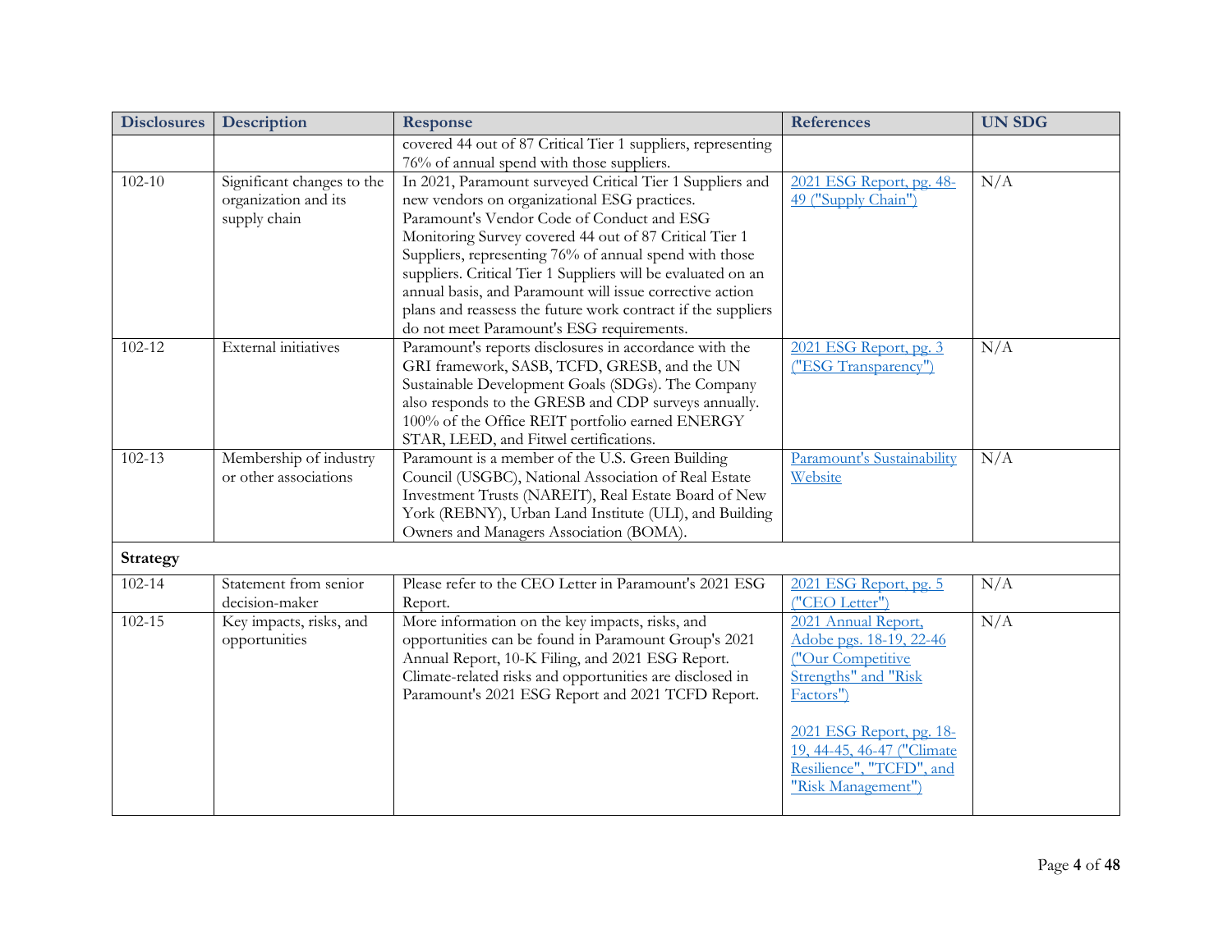| Disclosures | Description | Response | References | UN SDG |
|---|---|---|---|---|
| | | covered 44 out of 87 Critical Tier 1 suppliers, representing 76% of annual spend with those suppliers. | | |
| 102-10 | Significant changes to the organization and its supply chain | In 2021, Paramount surveyed Critical Tier 1 Suppliers and new vendors on organizational ESG practices. Paramount's Vendor Code of Conduct and ESG Monitoring Survey covered 44 out of 87 Critical Tier 1 Suppliers, representing 76% of annual spend with those suppliers. Critical Tier 1 Suppliers will be evaluated on an annual basis, and Paramount will issue corrective action plans and reassess the future work contract if the suppliers do not meet Paramount's ESG requirements. | 2021 ESG Report, pg. 48-49 ("Supply Chain") | N/A |
| 102-12 | External initiatives | Paramount's reports disclosures in accordance with the GRI framework, SASB, TCFD, GRESB, and the UN Sustainable Development Goals (SDGs). The Company also responds to the GRESB and CDP surveys annually. 100% of the Office REIT portfolio earned ENERGY STAR, LEED, and Fitwel certifications. | 2021 ESG Report, pg. 3 ("ESG Transparency") | N/A |
| 102-13 | Membership of industry or other associations | Paramount is a member of the U.S. Green Building Council (USGBC), National Association of Real Estate Investment Trusts (NAREIT), Real Estate Board of New York (REBNY), Urban Land Institute (ULI), and Building Owners and Managers Association (BOMA). | Paramount's Sustainability Website | N/A |
| **Strategy** | | | | |
| 102-14 | Statement from senior decision-maker | Please refer to the CEO Letter in Paramount's 2021 ESG Report. | 2021 ESG Report, pg. 5 ("CEO Letter") | N/A |
| 102-15 | Key impacts, risks, and opportunities | More information on the key impacts, risks, and opportunities can be found in Paramount Group's 2021 Annual Report, 10-K Filing, and 2021 ESG Report. Climate-related risks and opportunities are disclosed in Paramount's 2021 ESG Report and 2021 TCFD Report. | 2021 Annual Report, Adobe pgs. 18-19, 22-46 ("Our Competitive Strengths" and "Risk Factors")<br><br>2021 ESG Report, pg. 18-19, 44-45, 46-47 ("Climate Resilience", "TCFD", and "Risk Management") | N/A |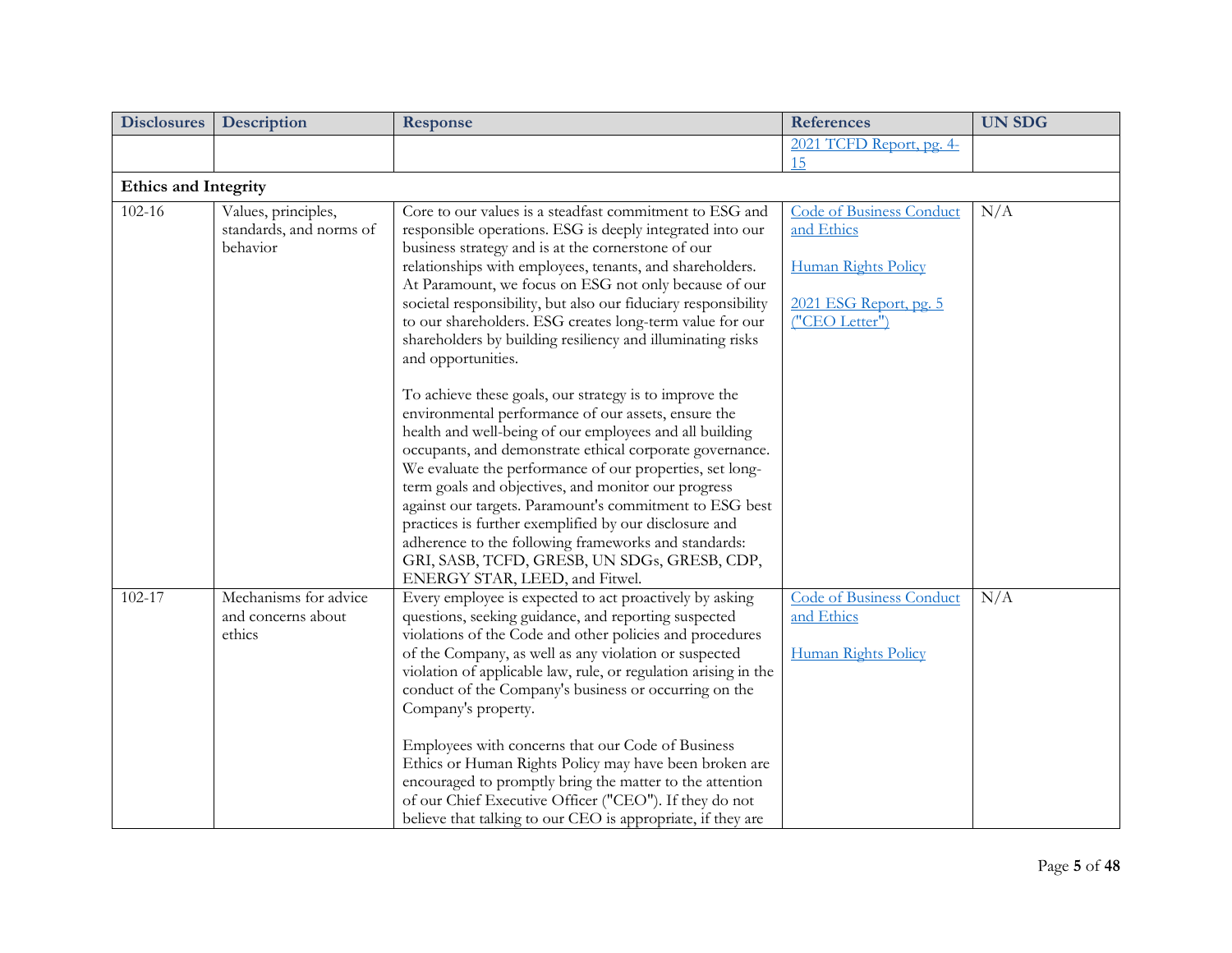| Disclosures | Description | Response | References | UN SDG |
|---|---|---|---|---|
| | | | 2021 TCFD Report, pg. 4-15 | |
| **Ethics and Integrity** | | | | |
| 102-16 | Values, principles, standards, and norms of behavior | Core to our values is a steadfast commitment to ESG and responsible operations. ESG is deeply integrated into our business strategy and is at the cornerstone of our relationships with employees, tenants, and shareholders. At Paramount, we focus on ESG not only because of our societal responsibility, but also our fiduciary responsibility to our shareholders. ESG creates long-term value for our shareholders by building resiliency and illuminating risks and opportunities.<br><br>To achieve these goals, our strategy is to improve the environmental performance of our assets, ensure the health and well-being of our employees and all building occupants, and demonstrate ethical corporate governance. We evaluate the performance of our properties, set long-term goals and objectives, and monitor our progress against our targets. Paramount's commitment to ESG best practices is further exemplified by our disclosure and adherence to the following frameworks and standards: GRI, SASB, TCFD, GRESB, UN SDGs, GRESB, CDP, ENERGY STAR, LEED, and Fitwel. | Code of Business Conduct and Ethics<br><br>Human Rights Policy<br><br>2021 ESG Report, pg. 5 ("CEO Letter") | N/A |
| 102-17 | Mechanisms for advice and concerns about ethics | Every employee is expected to act proactively by asking questions, seeking guidance, and reporting suspected violations of the Code and other policies and procedures of the Company, as well as any violation or suspected violation of applicable law, rule, or regulation arising in the conduct of the Company's business or occurring on the Company's property.<br><br>Employees with concerns that our Code of Business Ethics or Human Rights Policy may have been broken are encouraged to promptly bring the matter to the attention of our Chief Executive Officer ("CEO"). If they do not believe that talking to our CEO is appropriate, if they are | Code of Business Conduct and Ethics<br><br>Human Rights Policy | N/A |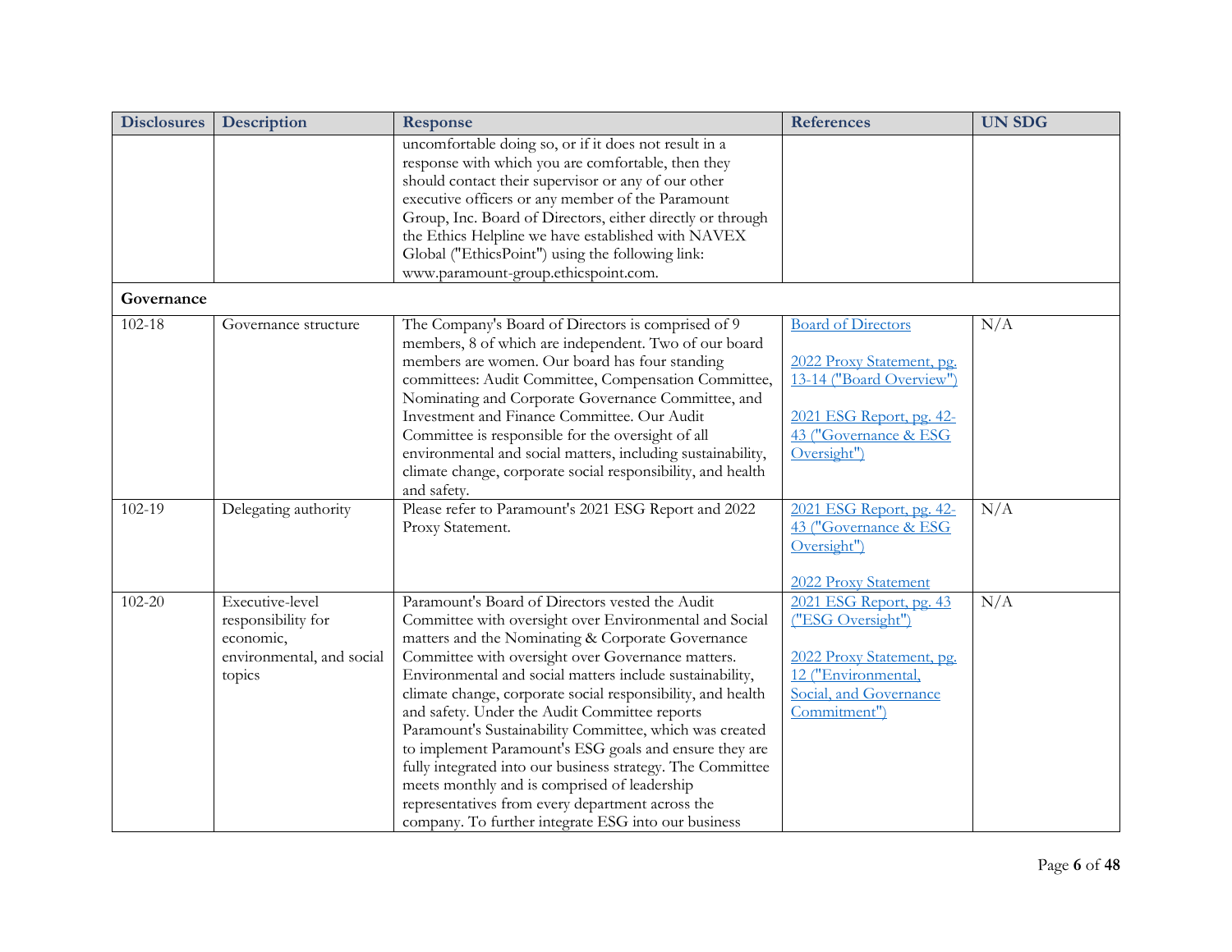| Disclosures | Description | Response | References | UN SDG |
|---|---|---|---|---|
| | | uncomfortable doing so, or if it does not result in a response with which you are comfortable, then they should contact their supervisor or any of our other executive officers or any member of the Paramount Group, Inc. Board of Directors, either directly or through the Ethics Helpline we have established with NAVEX Global ("EthicsPoint") using the following link: www.paramount-group.ethicspoint.com. | | |
| **Governance** | | | | |
| 102-18 | Governance structure | The Company's Board of Directors is comprised of 9 members, 8 of which are independent. Two of our board members are women. Our board has four standing committees: Audit Committee, Compensation Committee, Nominating and Corporate Governance Committee, and Investment and Finance Committee. Our Audit Committee is responsible for the oversight of all environmental and social matters, including sustainability, climate change, corporate social responsibility, and health and safety. | Board of Directors<br><br>2022 Proxy Statement, pg. 13-14 ("Board Overview")<br><br>2021 ESG Report, pg. 42-43 ("Governance & ESG Oversight") | N/A |
| 102-19 | Delegating authority | Please refer to Paramount's 2021 ESG Report and 2022 Proxy Statement. | 2021 ESG Report, pg. 42-43 ("Governance & ESG Oversight")<br><br>2022 Proxy Statement | N/A |
| 102-20 | Executive-level responsibility for economic, environmental, and social topics | Paramount's Board of Directors vested the Audit Committee with oversight over Environmental and Social matters and the Nominating & Corporate Governance Committee with oversight over Governance matters. Environmental and social matters include sustainability, climate change, corporate social responsibility, and health and safety. Under the Audit Committee reports Paramount's Sustainability Committee, which was created to implement Paramount's ESG goals and ensure they are fully integrated into our business strategy. The Committee meets monthly and is comprised of leadership representatives from every department across the company. To further integrate ESG into our business | 2021 ESG Report, pg. 43 ("ESG Oversight")<br><br>2022 Proxy Statement, pg. 12 ("Environmental, Social, and Governance Commitment") | N/A |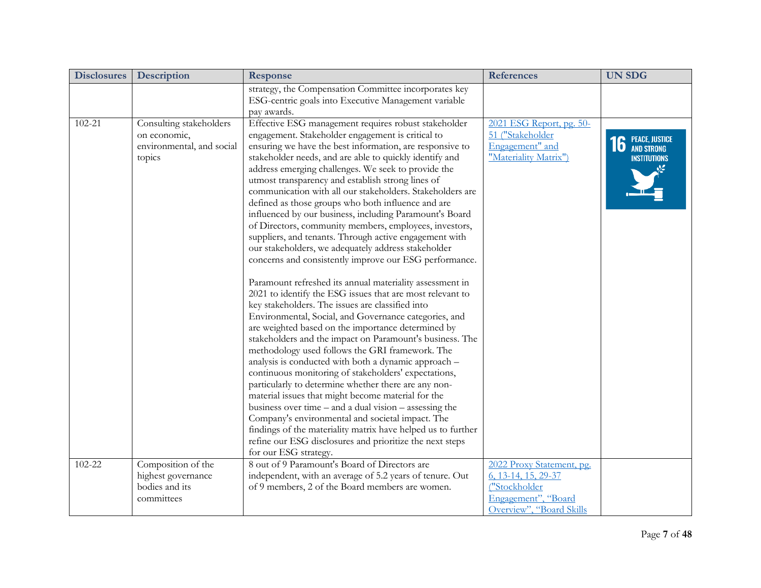| Disclosures | Description | Response | References | UN SDG |
|---|---|---|---|---|
| | | strategy, the Compensation Committee incorporates key ESG-centric goals into Executive Management variable pay awards. | | |
| 102-21 | Consulting stakeholders on economic, environmental, and social topics | Effective ESG management requires robust stakeholder engagement. Stakeholder engagement is critical to ensuring we have the best information, are responsive to stakeholder needs, and are able to quickly identify and address emerging challenges. We seek to provide the utmost transparency and establish strong lines of communication with all our stakeholders. Stakeholders are defined as those groups who both influence and are influenced by our business, including Paramount's Board of Directors, community members, employees, investors, suppliers, and tenants. Through active engagement with our stakeholders, we adequately address stakeholder concerns and consistently improve our ESG performance.<br><br>Paramount refreshed its annual materiality assessment in 2021 to identify the ESG issues that are most relevant to key stakeholders. The issues are classified into Environmental, Social, and Governance categories, and are weighted based on the importance determined by stakeholders and the impact on Paramount's business. The methodology used follows the GRI framework. The analysis is conducted with both a dynamic approach – continuous monitoring of stakeholders' expectations, particularly to determine whether there are any non-material issues that might become material for the business over time – and a dual vision – assessing the Company's environmental and societal impact. The findings of the materiality matrix have helped us to further refine our ESG disclosures and prioritize the next steps for our ESG strategy. | 2021 ESG Report, pg. 50-51 ("Stakeholder Engagement" and "Materiality Matrix") | 16 PEACE, JUSTICE AND STRONG INSTITUTIONS |
| 102-22 | Composition of the highest governance bodies and its committees | 8 out of 9 Paramount's Board of Directors are independent, with an average of 5.2 years of tenure. Out of 9 members, 2 of the Board members are women. | 2022 Proxy Statement, pg. 6, 13-14, 15, 29-37 ("Stockholder Engagement", "Board Overview", "Board Skills | |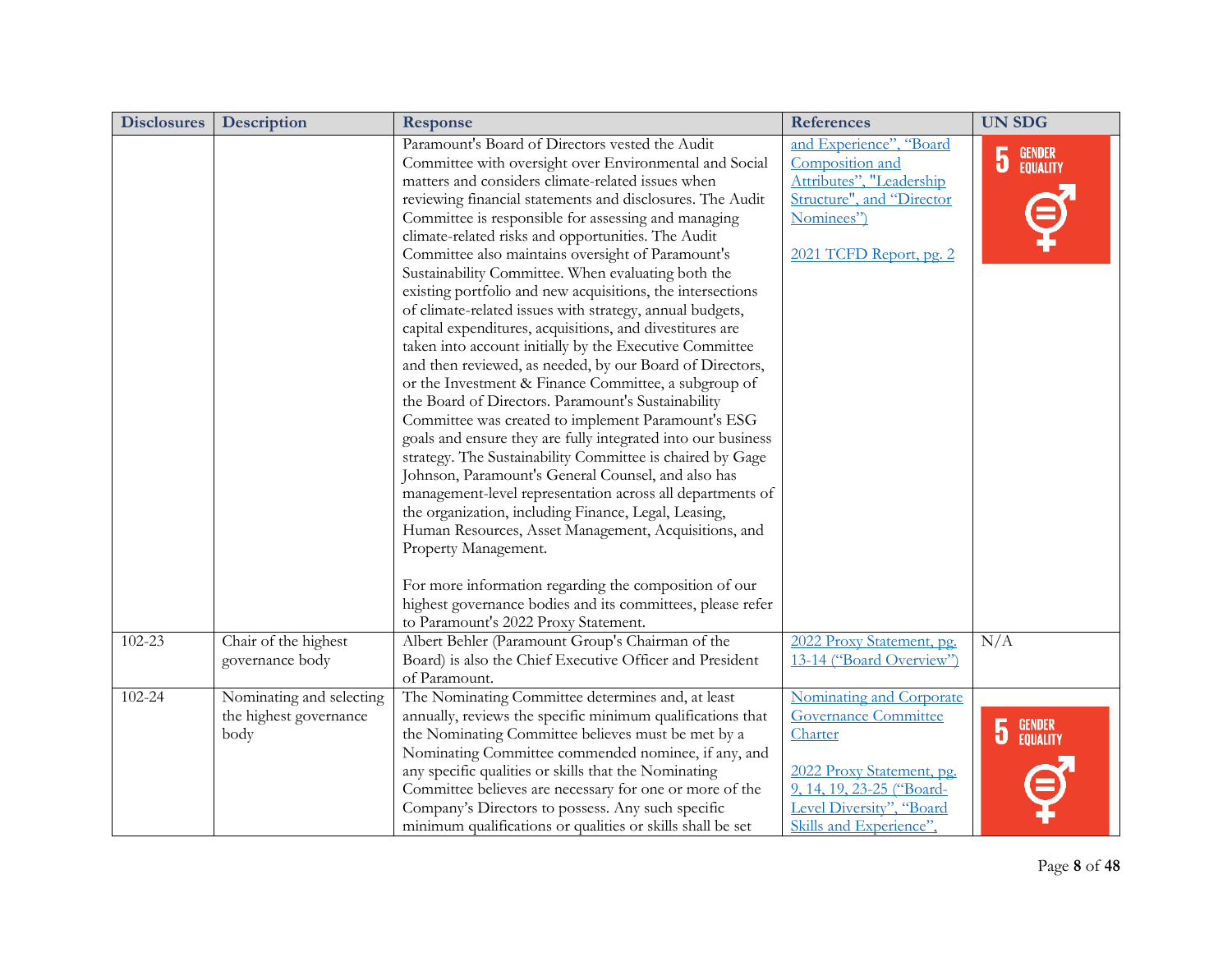| Disclosures | Description | Response | References | UN SDG |
|---|---|---|---|---|
| | | Paramount's Board of Directors vested the Audit Committee with oversight over Environmental and Social matters and considers climate-related issues when reviewing financial statements and disclosures. The Audit Committee is responsible for assessing and managing climate-related risks and opportunities. The Audit Committee also maintains oversight of Paramount's Sustainability Committee. When evaluating both the existing portfolio and new acquisitions, the intersections of climate-related issues with strategy, annual budgets, capital expenditures, acquisitions, and divestitures are taken into account initially by the Executive Committee and then reviewed, as needed, by our Board of Directors, or the Investment & Finance Committee, a subgroup of the Board of Directors. Paramount's Sustainability Committee was created to implement Paramount's ESG goals and ensure they are fully integrated into our business strategy. The Sustainability Committee is chaired by Gage Johnson, Paramount's General Counsel, and also has management-level representation across all departments of the organization, including Finance, Legal, Leasing, Human Resources, Asset Management, Acquisitions, and Property Management.<br><br>For more information regarding the composition of our highest governance bodies and its committees, please refer to Paramount's 2022 Proxy Statement. | and Experience", "Board Composition and Attributes", "Leadership Structure", and "Director Nominees")<br><br>2021 TCFD Report, pg. 2 | 5 GENDER EQUALITY |
| 102-23 | Chair of the highest governance body | Albert Behler (Paramount Group's Chairman of the Board) is also the Chief Executive Officer and President of Paramount. | 2022 Proxy Statement, pg. 13-14 ("Board Overview") | N/A |
| 102-24 | Nominating and selecting the highest governance body | The Nominating Committee determines and, at least annually, reviews the specific minimum qualifications that the Nominating Committee believes must be met by a Nominating Committee commended nominee, if any, and any specific qualities or skills that the Nominating Committee believes are necessary for one or more of the Company's Directors to possess. Any such specific minimum qualifications or qualities or skills shall be set | Nominating and Corporate Governance Committee Charter<br><br>2022 Proxy Statement, pg. 9, 14, 19, 23-25 ("Board-Level Diversity", "Board Skills and Experience", | 5 GENDER EQUALITY |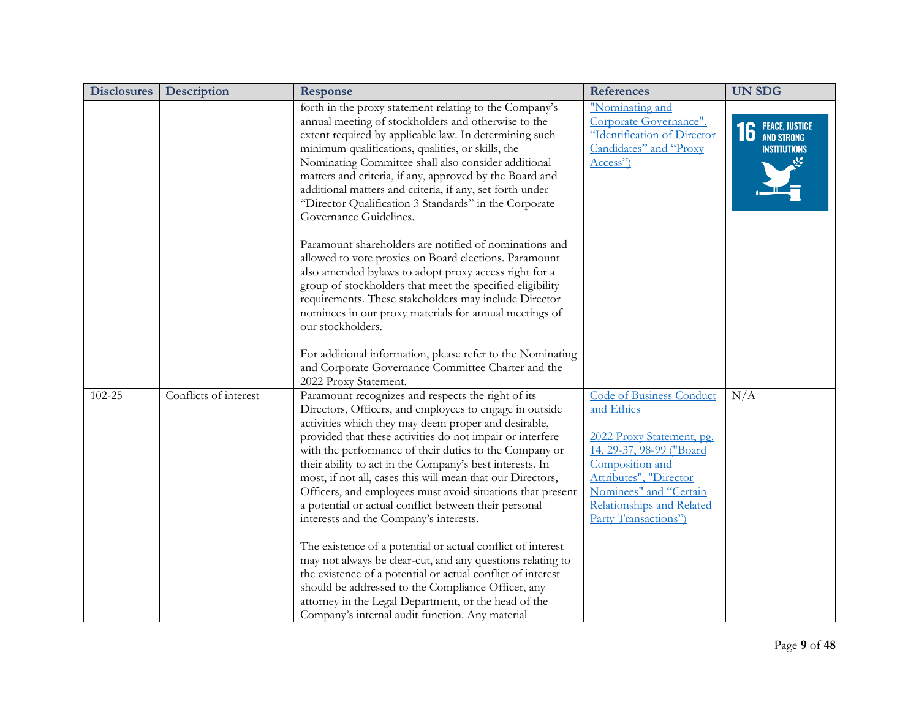| Disclosures | Description | Response | References | UN SDG |
|---|---|---|---|---|
| | | forth in the proxy statement relating to the Company's annual meeting of stockholders and otherwise to the extent required by applicable law. In determining such minimum qualifications, qualities, or skills, the Nominating Committee shall also consider additional matters and criteria, if any, approved by the Board and additional matters and criteria, if any, set forth under "Director Qualification 3 Standards" in the Corporate Governance Guidelines.<br><br>Paramount shareholders are notified of nominations and allowed to vote proxies on Board elections. Paramount also amended bylaws to adopt proxy access right for a group of stockholders that meet the specified eligibility requirements. These stakeholders may include Director nominees in our proxy materials for annual meetings of our stockholders.<br><br>For additional information, please refer to the Nominating and Corporate Governance Committee Charter and the 2022 Proxy Statement. | "Nominating and Corporate Governance", "Identification of Director Candidates" and "Proxy Access") | 16 PEACE, JUSTICE AND STRONG INSTITUTIONS |
| 102-25 | Conflicts of interest | Paramount recognizes and respects the right of its Directors, Officers, and employees to engage in outside activities which they may deem proper and desirable, provided that these activities do not impair or interfere with the performance of their duties to the Company or their ability to act in the Company's best interests. In most, if not all, cases this will mean that our Directors, Officers, and employees must avoid situations that present a potential or actual conflict between their personal interests and the Company's interests.<br><br>The existence of a potential or actual conflict of interest may not always be clear-cut, and any questions relating to the existence of a potential or actual conflict of interest should be addressed to the Compliance Officer, any attorney in the Legal Department, or the head of the Company's internal audit function. Any material | Code of Business Conduct and Ethics<br><br>2022 Proxy Statement, pg. 14, 29-37, 98-99 ("Board Composition and Attributes", "Director Nominees" and "Certain Relationships and Related Party Transactions") | N/A |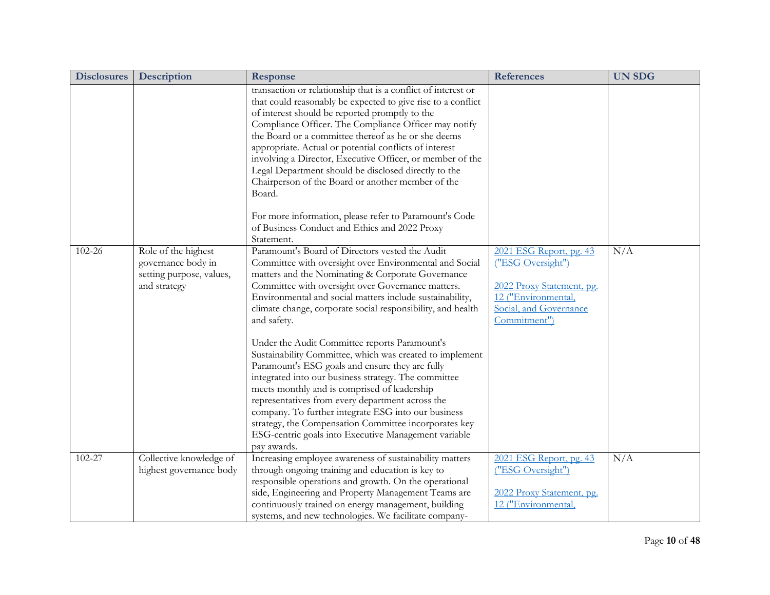| Disclosures | Description | Response | References | UN SDG |
|---|---|---|---|---|
| | | transaction or relationship that is a conflict of interest or that could reasonably be expected to give rise to a conflict of interest should be reported promptly to the Compliance Officer. The Compliance Officer may notify the Board or a committee thereof as he or she deems appropriate. Actual or potential conflicts of interest involving a Director, Executive Officer, or member of the Legal Department should be disclosed directly to the Chairperson of the Board or another member of the Board.<br><br>For more information, please refer to Paramount's Code of Business Conduct and Ethics and 2022 Proxy Statement. | | |
| 102-26 | Role of the highest governance body in setting purpose, values, and strategy | Paramount's Board of Directors vested the Audit Committee with oversight over Environmental and Social matters and the Nominating & Corporate Governance Committee with oversight over Governance matters. Environmental and social matters include sustainability, climate change, corporate social responsibility, and health and safety.<br><br>Under the Audit Committee reports Paramount's Sustainability Committee, which was created to implement Paramount's ESG goals and ensure they are fully integrated into our business strategy. The committee meets monthly and is comprised of leadership representatives from every department across the company. To further integrate ESG into our business strategy, the Compensation Committee incorporates key ESG-centric goals into Executive Management variable pay awards. | 2021 ESG Report, pg. 43 ("ESG Oversight")<br><br>2022 Proxy Statement, pg. 12 ("Environmental, Social, and Governance Commitment") | N/A |
| 102-27 | Collective knowledge of highest governance body | Increasing employee awareness of sustainability matters through ongoing training and education is key to responsible operations and growth. On the operational side, Engineering and Property Management Teams are continuously trained on energy management, building systems, and new technologies. We facilitate company- | 2021 ESG Report, pg. 43 ("ESG Oversight")<br><br>2022 Proxy Statement, pg. 12 ("Environmental, | N/A |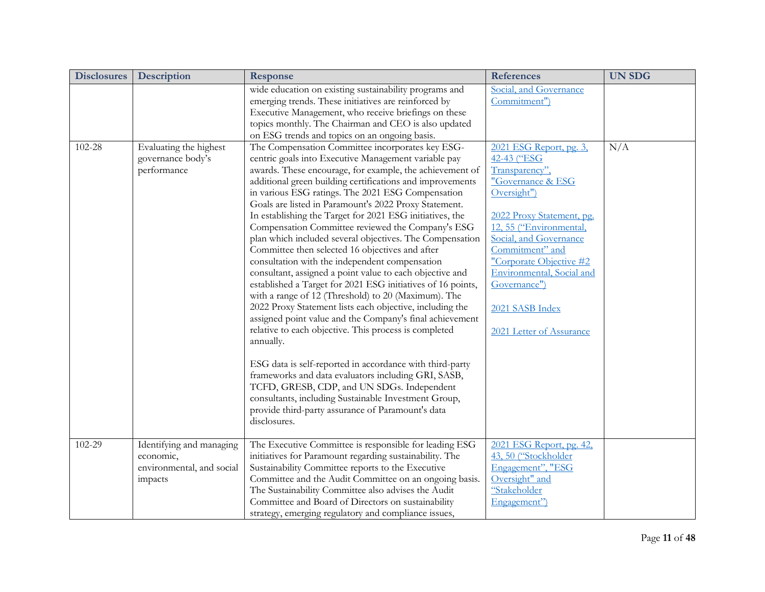| Disclosures | Description | Response | References | UN SDG |
| --- | --- | --- | --- | --- |
| | | wide education on existing sustainability programs and emerging trends. These initiatives are reinforced by Executive Management, who receive briefings on these topics monthly. The Chairman and CEO is also updated on ESG trends and topics on an ongoing basis. | Social, and Governance Commitment") | |
| 102-28 | Evaluating the highest governance body's performance | The Compensation Committee incorporates key ESG-centric goals into Executive Management variable pay awards. These encourage, for example, the achievement of additional green building certifications and improvements in various ESG ratings. The 2021 ESG Compensation Goals are listed in Paramount's 2022 Proxy Statement. In establishing the Target for 2021 ESG initiatives, the Compensation Committee reviewed the Company's ESG plan which included several objectives. The Compensation Committee then selected 16 objectives and after consultation with the independent compensation consultant, assigned a point value to each objective and established a Target for 2021 ESG initiatives of 16 points, with a range of 12 (Threshold) to 20 (Maximum). The 2022 Proxy Statement lists each objective, including the assigned point value and the Company's final achievement relative to each objective. This process is completed annually.<br><br>ESG data is self-reported in accordance with third-party frameworks and data evaluators including GRI, SASB, TCFD, GRESB, CDP, and UN SDGs. Independent consultants, including Sustainable Investment Group, provide third-party assurance of Paramount's data disclosures. | 2021 ESG Report, pg. 3, 42-43 ("ESG Transparency", "Governance & ESG Oversight")<br><br>2022 Proxy Statement, pg. 12, 55 ("Environmental, Social, and Governance Commitment" and "Corporate Objective #2 Environmental, Social and Governance")<br><br>2021 SASB Index<br><br>2021 Letter of Assurance | N/A |
| 102-29 | Identifying and managing economic, environmental, and social impacts | The Executive Committee is responsible for leading ESG initiatives for Paramount regarding sustainability. The Sustainability Committee reports to the Executive Committee and the Audit Committee on an ongoing basis. The Sustainability Committee also advises the Audit Committee and Board of Directors on sustainability strategy, emerging regulatory and compliance issues, | 2021 ESG Report, pg. 42, 43, 50 ("Stockholder Engagement", "ESG Oversight" and "Stakeholder Engagement") | |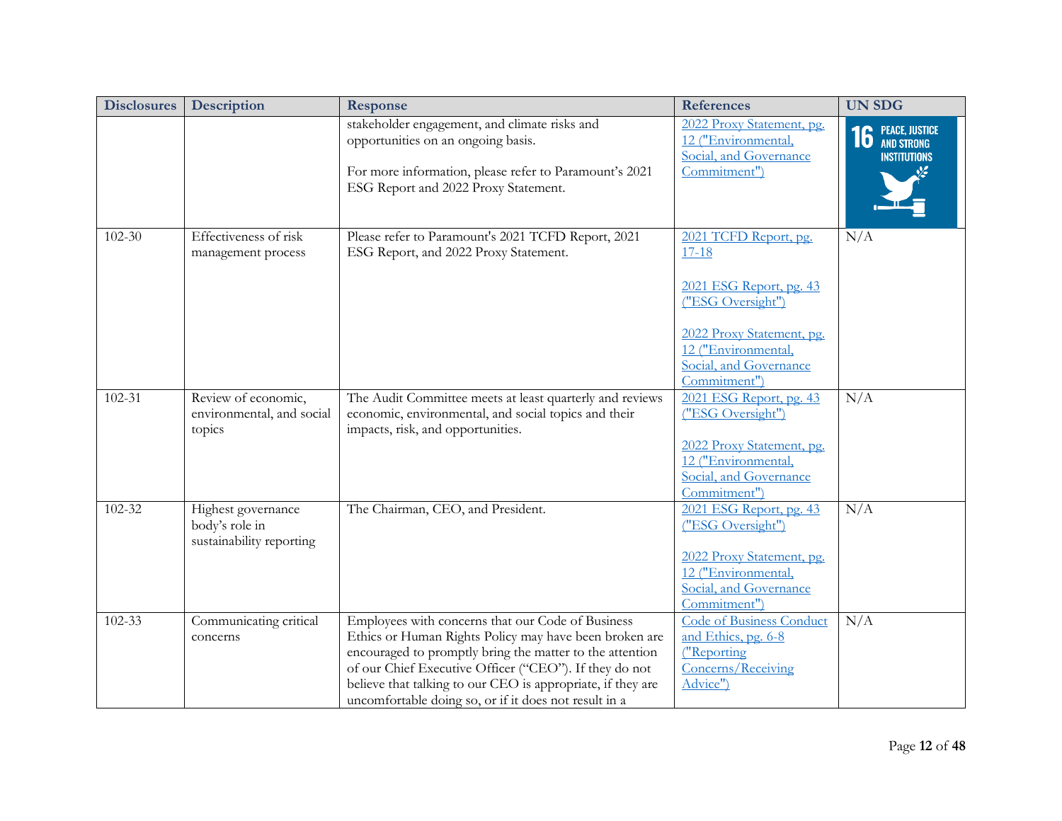| Disclosures | Description | Response | References | UN SDG |
|---|---|---|---|---|
| | | stakeholder engagement, and climate risks and opportunities on an ongoing basis.<br><br>For more information, please refer to Paramount's 2021 ESG Report and 2022 Proxy Statement. | 2022 Proxy Statement, pg. 12 ("Environmental, Social, and Governance Commitment") | 16 PEACE, JUSTICE AND STRONG INSTITUTIONS |
| 102-30 | Effectiveness of risk management process | Please refer to Paramount's 2021 TCFD Report, 2021 ESG Report, and 2022 Proxy Statement. | 2021 TCFD Report, pg. 17-18<br><br>2021 ESG Report, pg. 43 ("ESG Oversight")<br><br>2022 Proxy Statement, pg. 12 ("Environmental, Social, and Governance Commitment") | N/A |
| 102-31 | Review of economic, environmental, and social topics | The Audit Committee meets at least quarterly and reviews economic, environmental, and social topics and their impacts, risk, and opportunities. | 2021 ESG Report, pg. 43 ("ESG Oversight")<br><br>2022 Proxy Statement, pg. 12 ("Environmental, Social, and Governance Commitment") | N/A |
| 102-32 | Highest governance body's role in sustainability reporting | The Chairman, CEO, and President. | 2021 ESG Report, pg. 43 ("ESG Oversight")<br><br>2022 Proxy Statement, pg. 12 ("Environmental, Social, and Governance Commitment") | N/A |
| 102-33 | Communicating critical concerns | Employees with concerns that our Code of Business Ethics or Human Rights Policy may have been broken are encouraged to promptly bring the matter to the attention of our Chief Executive Officer ("CEO"). If they do not believe that talking to our CEO is appropriate, if they are uncomfortable doing so, or if it does not result in a | Code of Business Conduct and Ethics, pg. 6-8 ("Reporting Concerns/Receiving Advice") | N/A |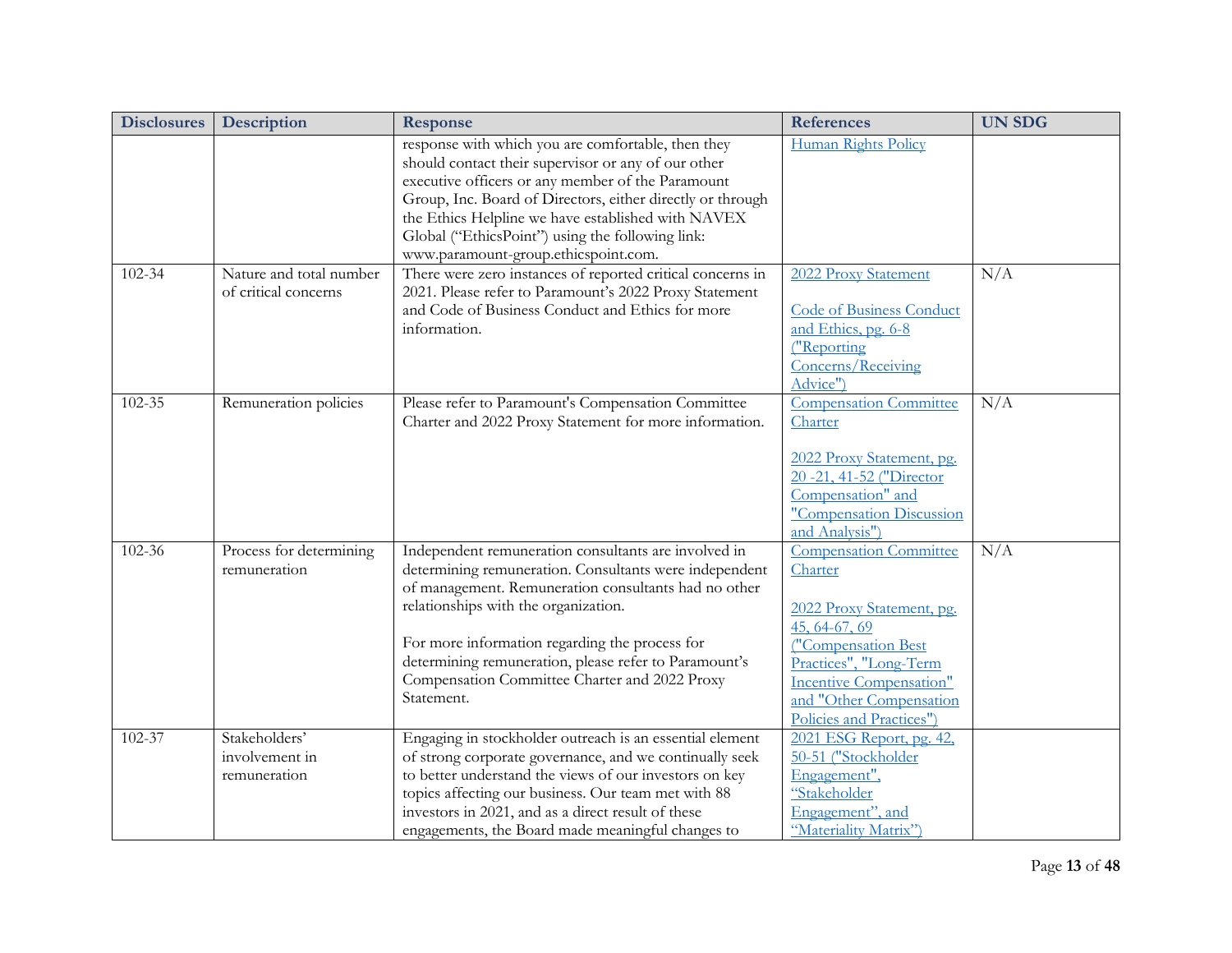| Disclosures | Description | Response | References | UN SDG |
|---|---|---|---|---|
| | | response with which you are comfortable, then they should contact their supervisor or any of our other executive officers or any member of the Paramount Group, Inc. Board of Directors, either directly or through the Ethics Helpline we have established with NAVEX Global ("EthicsPoint") using the following link: www.paramount-group.ethicspoint.com. | Human Rights Policy | |
| 102-34 | Nature and total number of critical concerns | There were zero instances of reported critical concerns in 2021. Please refer to Paramount's 2022 Proxy Statement and Code of Business Conduct and Ethics for more information. | 2022 Proxy Statement<br><br>Code of Business Conduct and Ethics, pg. 6-8 ("Reporting Concerns/Receiving Advice") | N/A |
| 102-35 | Remuneration policies | Please refer to Paramount's Compensation Committee Charter and 2022 Proxy Statement for more information. | Compensation Committee Charter<br><br>2022 Proxy Statement, pg. 20 -21, 41-52 ("Director Compensation" and "Compensation Discussion and Analysis") | N/A |
| 102-36 | Process for determining remuneration | Independent remuneration consultants are involved in determining remuneration. Consultants were independent of management. Remuneration consultants had no other relationships with the organization.<br><br>For more information regarding the process for determining remuneration, please refer to Paramount's Compensation Committee Charter and 2022 Proxy Statement. | Compensation Committee Charter<br><br>2022 Proxy Statement, pg. 45, 64-67, 69 ("Compensation Best Practices", "Long-Term Incentive Compensation" and "Other Compensation Policies and Practices") | N/A |
| 102-37 | Stakeholders' involvement in remuneration | Engaging in stockholder outreach is an essential element of strong corporate governance, and we continually seek to better understand the views of our investors on key topics affecting our business. Our team met with 88 investors in 2021, and as a direct result of these engagements, the Board made meaningful changes to | 2021 ESG Report, pg. 42, 50-51 ("Stockholder Engagement", "Stakeholder Engagement", and "Materiality Matrix") | |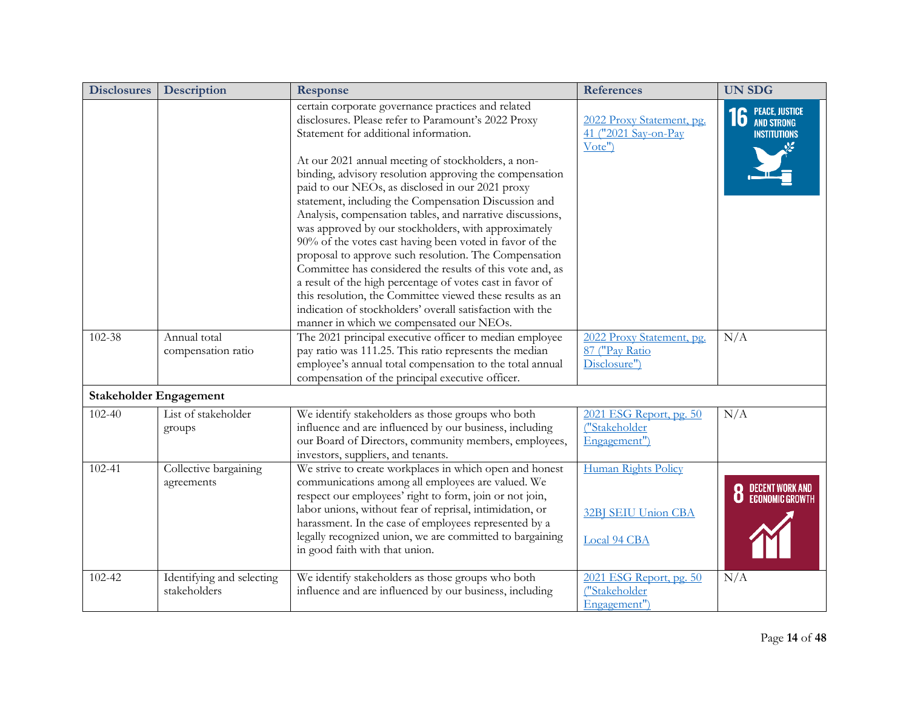| Disclosures | Description | Response | References | UN SDG |
|---|---|---|---|---|
| | | certain corporate governance practices and related disclosures. Please refer to Paramount's 2022 Proxy Statement for additional information.<br><br>At our 2021 annual meeting of stockholders, a non-binding, advisory resolution approving the compensation paid to our NEOs, as disclosed in our 2021 proxy statement, including the Compensation Discussion and Analysis, compensation tables, and narrative discussions, was approved by our stockholders, with approximately 90% of the votes cast having been voted in favor of the proposal to approve such resolution. The Compensation Committee has considered the results of this vote and, as a result of the high percentage of votes cast in favor of this resolution, the Committee viewed these results as an indication of stockholders' overall satisfaction with the manner in which we compensated our NEOs. | 2022 Proxy Statement, pg. 41 ("2021 Say-on-Pay Vote") | 16 PEACE, JUSTICE AND STRONG INSTITUTIONS |
| 102-38 | Annual total compensation ratio | The 2021 principal executive officer to median employee pay ratio was 111.25. This ratio represents the median employee's annual total compensation to the total annual compensation of the principal executive officer. | 2022 Proxy Statement, pg. 87 ("Pay Ratio Disclosure") | N/A |
| **Stakeholder Engagement** | | | | |
| 102-40 | List of stakeholder groups | We identify stakeholders as those groups who both influence and are influenced by our business, including our Board of Directors, community members, employees, investors, suppliers, and tenants. | 2021 ESG Report, pg. 50 ("Stakeholder Engagement") | N/A |
| 102-41 | Collective bargaining agreements | We strive to create workplaces in which open and honest communications among all employees are valued. We respect our employees' right to form, join or not join, labor unions, without fear of reprisal, intimidation, or harassment. In the case of employees represented by a legally recognized union, we are committed to bargaining in good faith with that union. | Human Rights Policy<br><br>32BJ SEIU Union CBA<br><br>Local 94 CBA | 8 DECENT WORK AND ECONOMIC GROWTH |
| 102-42 | Identifying and selecting stakeholders | We identify stakeholders as those groups who both influence and are influenced by our business, including | 2021 ESG Report, pg. 50 ("Stakeholder Engagement") | N/A |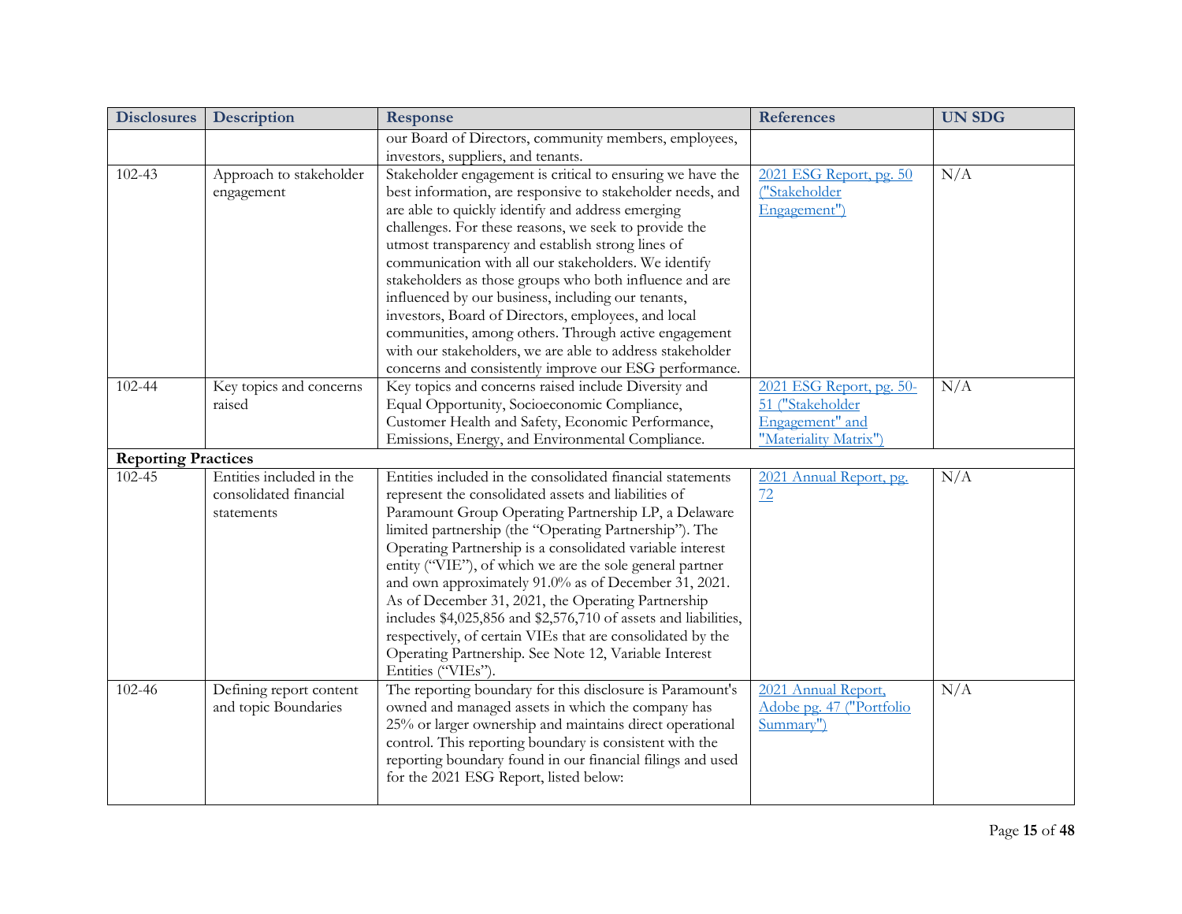| Disclosures | Description | Response | References | UN SDG |
|---|---|---|---|---|
| | | our Board of Directors, community members, employees, investors, suppliers, and tenants. | | |
| 102-43 | Approach to stakeholder engagement | Stakeholder engagement is critical to ensuring we have the best information, are responsive to stakeholder needs, and are able to quickly identify and address emerging challenges. For these reasons, we seek to provide the utmost transparency and establish strong lines of communication with all our stakeholders. We identify stakeholders as those groups who both influence and are influenced by our business, including our tenants, investors, Board of Directors, employees, and local communities, among others. Through active engagement with our stakeholders, we are able to address stakeholder concerns and consistently improve our ESG performance. | 2021 ESG Report, pg. 50 ("Stakeholder Engagement") | N/A |
| 102-44 | Key topics and concerns raised | Key topics and concerns raised include Diversity and Equal Opportunity, Socioeconomic Compliance, Customer Health and Safety, Economic Performance, Emissions, Energy, and Environmental Compliance. | 2021 ESG Report, pg. 50-51 ("Stakeholder Engagement" and "Materiality Matrix") | N/A |
| **Reporting Practices** | | | | |
| 102-45 | Entities included in the consolidated financial statements | Entities included in the consolidated financial statements represent the consolidated assets and liabilities of Paramount Group Operating Partnership LP, a Delaware limited partnership (the "Operating Partnership"). The Operating Partnership is a consolidated variable interest entity ("VIE"), of which we are the sole general partner and own approximately 91.0% as of December 31, 2021. As of December 31, 2021, the Operating Partnership includes $4,025,856 and $2,576,710 of assets and liabilities, respectively, of certain VIEs that are consolidated by the Operating Partnership. See Note 12, Variable Interest Entities ("VIEs"). | 2021 Annual Report, pg. 72 | N/A |
| 102-46 | Defining report content and topic Boundaries | The reporting boundary for this disclosure is Paramount's owned and managed assets in which the company has 25% or larger ownership and maintains direct operational control. This reporting boundary is consistent with the reporting boundary found in our financial filings and used for the 2021 ESG Report, listed below: | 2021 Annual Report, Adobe pg. 47 ("Portfolio Summary") | N/A |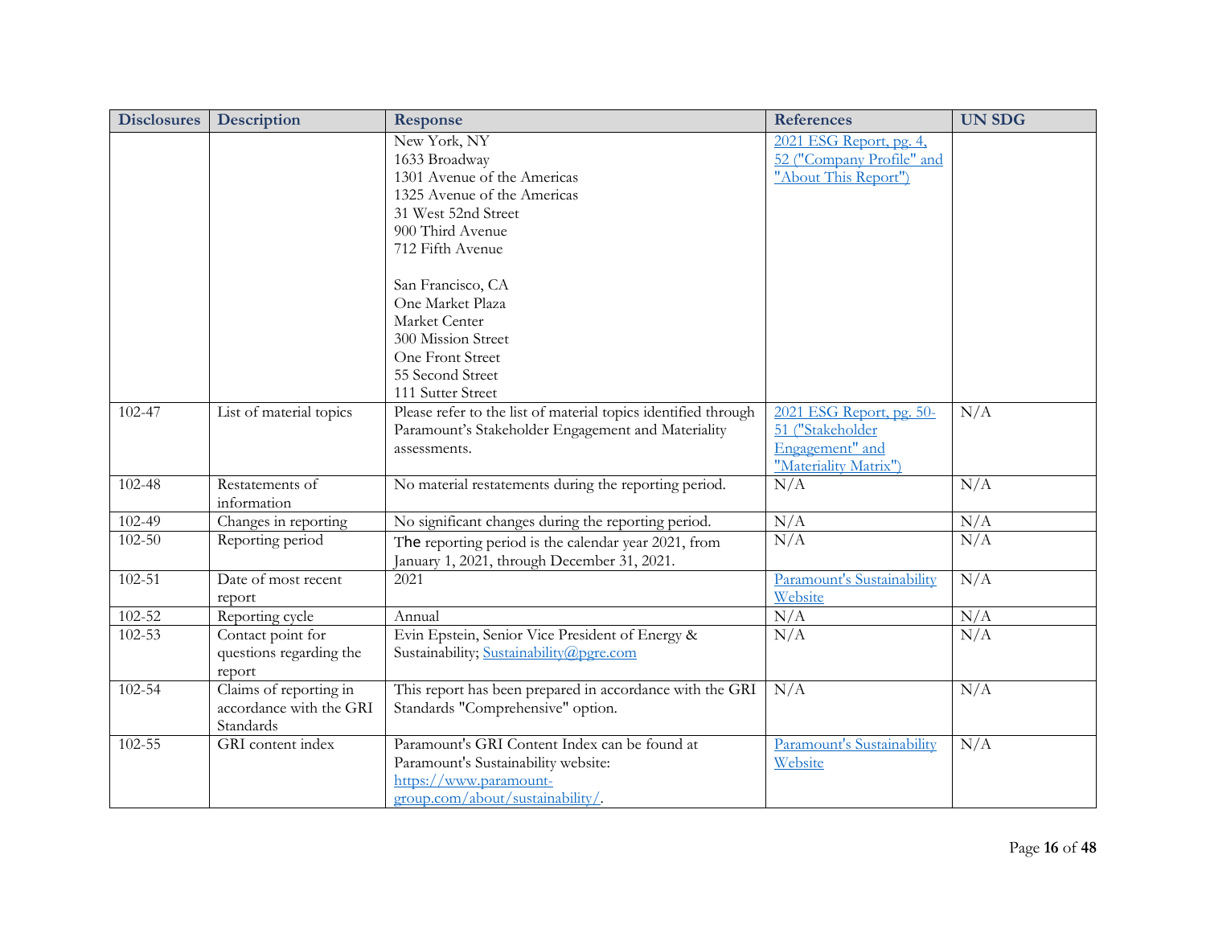| Disclosures | Description | Response | References | UN SDG |
|---|---|---|---|---|
| | | New York, NY<br>1633 Broadway<br>1301 Avenue of the Americas<br>1325 Avenue of the Americas<br>31 West 52nd Street<br>900 Third Avenue<br>712 Fifth Avenue<br><br>San Francisco, CA<br>One Market Plaza<br>Market Center<br>300 Mission Street<br>One Front Street<br>55 Second Street<br>111 Sutter Street | 2021 ESG Report, pg. 4, 52 ("Company Profile" and "About This Report") | |
| 102-47 | List of material topics | Please refer to the list of material topics identified through Paramount's Stakeholder Engagement and Materiality assessments. | 2021 ESG Report, pg. 50-51 ("Stakeholder Engagement" and "Materiality Matrix") | N/A |
| 102-48 | Restatements of information | No material restatements during the reporting period. | N/A | N/A |
| 102-49 | Changes in reporting | No significant changes during the reporting period. | N/A | N/A |
| 102-50 | Reporting period | The reporting period is the calendar year 2021, from January 1, 2021, through December 31, 2021. | N/A | N/A |
| 102-51 | Date of most recent report | 2021 | Paramount's Sustainability Website | N/A |
| 102-52 | Reporting cycle | Annual | N/A | N/A |
| 102-53 | Contact point for questions regarding the report | Evin Epstein, Senior Vice President of Energy & Sustainability; Sustainability@pgre.com | N/A | N/A |
| 102-54 | Claims of reporting in accordance with the GRI Standards | This report has been prepared in accordance with the GRI Standards "Comprehensive" option. | N/A | N/A |
| 102-55 | GRI content index | Paramount's GRI Content Index can be found at Paramount's Sustainability website: https://www.paramount-group.com/about/sustainability/. | Paramount's Sustainability Website | N/A |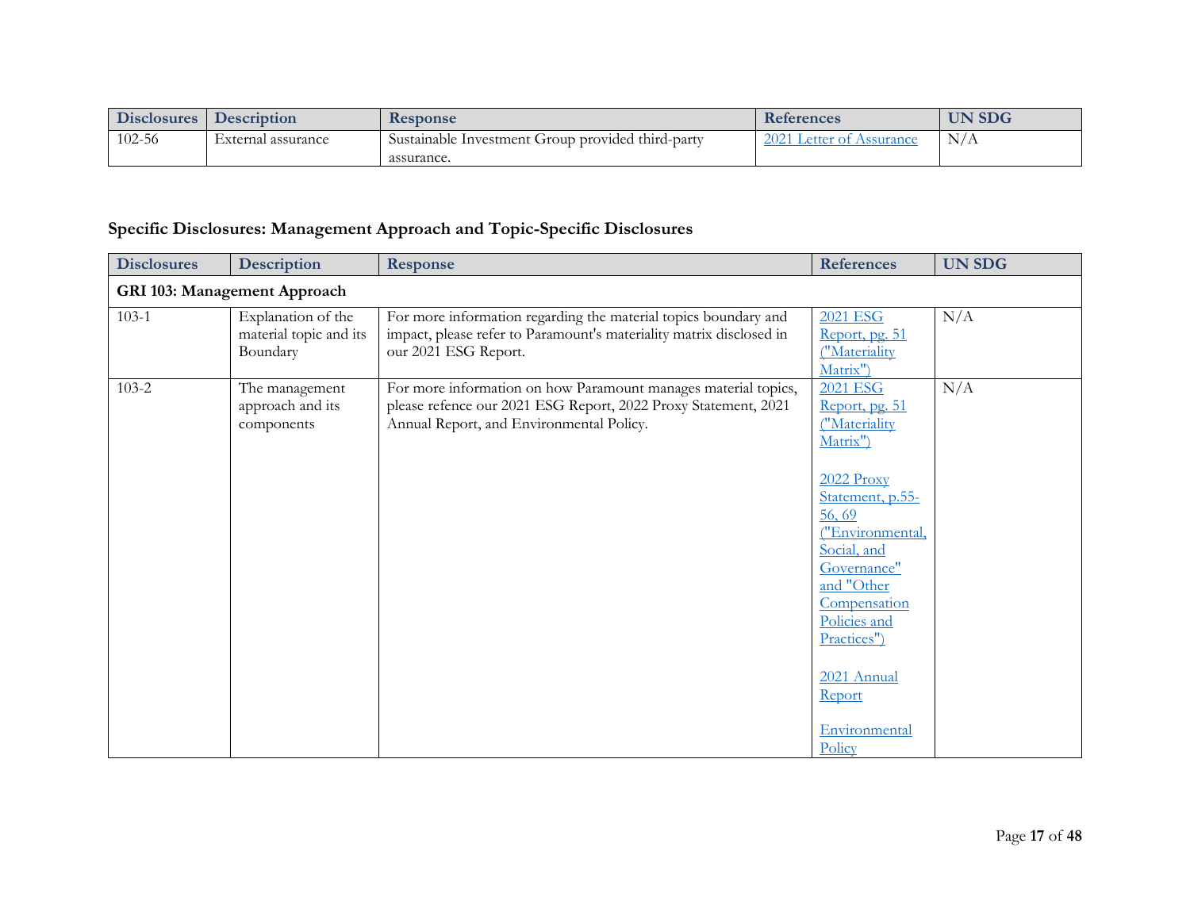| Disclosures | Description | Response | References | UN SDG |
|---|---|---|---|---|
| 102-56 | External assurance | Sustainable Investment Group provided third-party assurance. | 2021 Letter of Assurance | N/A |

### Specific Disclosures: Management Approach and Topic-Specific Disclosures

| Disclosures | Description | Response | References | UN SDG |
|---|---|---|---|---|
| **GRI 103: Management Approach** | | | | |
| 103-1 | Explanation of the material topic and its Boundary | For more information regarding the material topics boundary and impact, please refer to Paramount's materiality matrix disclosed in our 2021 ESG Report. | 2021 ESG Report, pg. 51 ("Materiality Matrix") | N/A |
| 103-2 | The management approach and its components | For more information on how Paramount manages material topics, please refence our 2021 ESG Report, 2022 Proxy Statement, 2021 Annual Report, and Environmental Policy. | 2021 ESG Report, pg. 51 ("Materiality Matrix")<br><br>2022 Proxy Statement, p.55-56, 69 ("Environmental, Social, and Governance" and "Other Compensation Policies and Practices")<br><br>2021 Annual Report<br><br>Environmental Policy | N/A |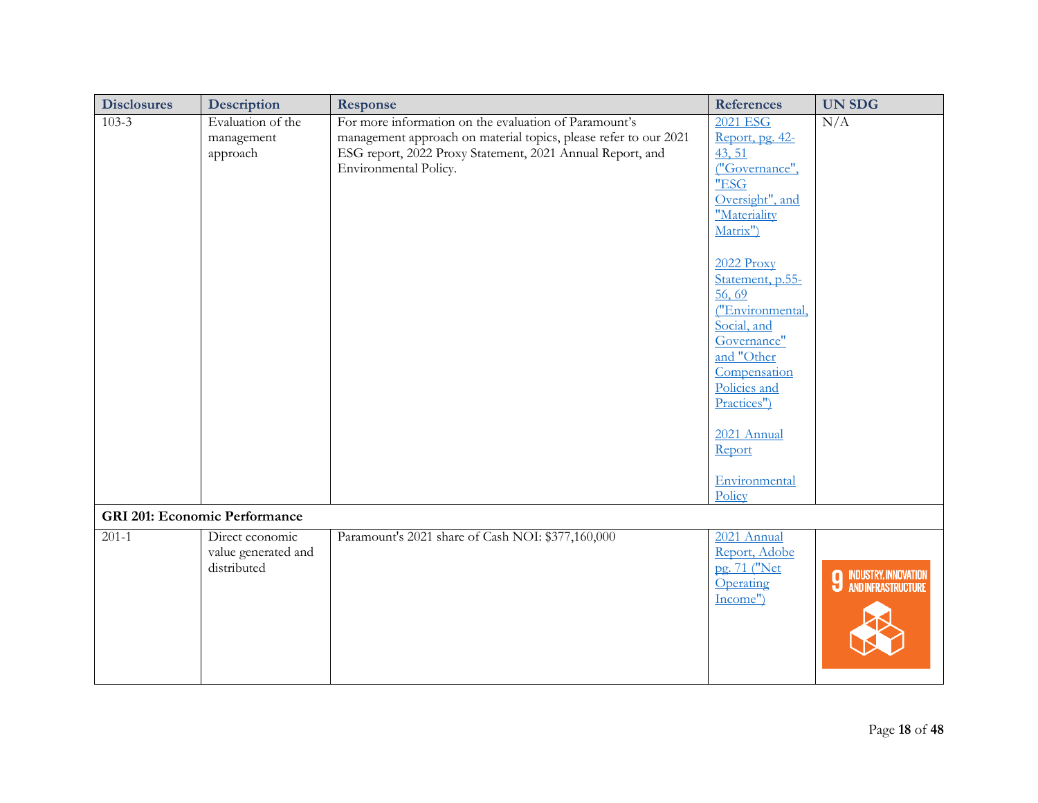| Disclosures | Description | Response | References | UN SDG |
|---|---|---|---|---|
| 103-3 | Evaluation of the management approach | For more information on the evaluation of Paramount's management approach on material topics, please refer to our 2021 ESG report, 2022 Proxy Statement, 2021 Annual Report, and Environmental Policy. | 2021 ESG Report, pg. 42-43, 51 ("Governance", "ESG Oversight", and "Materiality Matrix") <br><br> 2022 Proxy Statement, p.55-56, 69 ("Environmental, Social, and Governance" and "Other Compensation Policies and Practices") <br><br> 2021 Annual Report <br><br> Environmental Policy | N/A |
| **GRI 201: Economic Performance** | | | | |
| 201-1 | Direct economic value generated and distributed | Paramount's 2021 share of Cash NOI: $377,160,000 | 2021 Annual Report, Adobe pg. 71 ("Net Operating Income") | 9 INDUSTRY, INNOVATION AND INFRASTRUCTURE |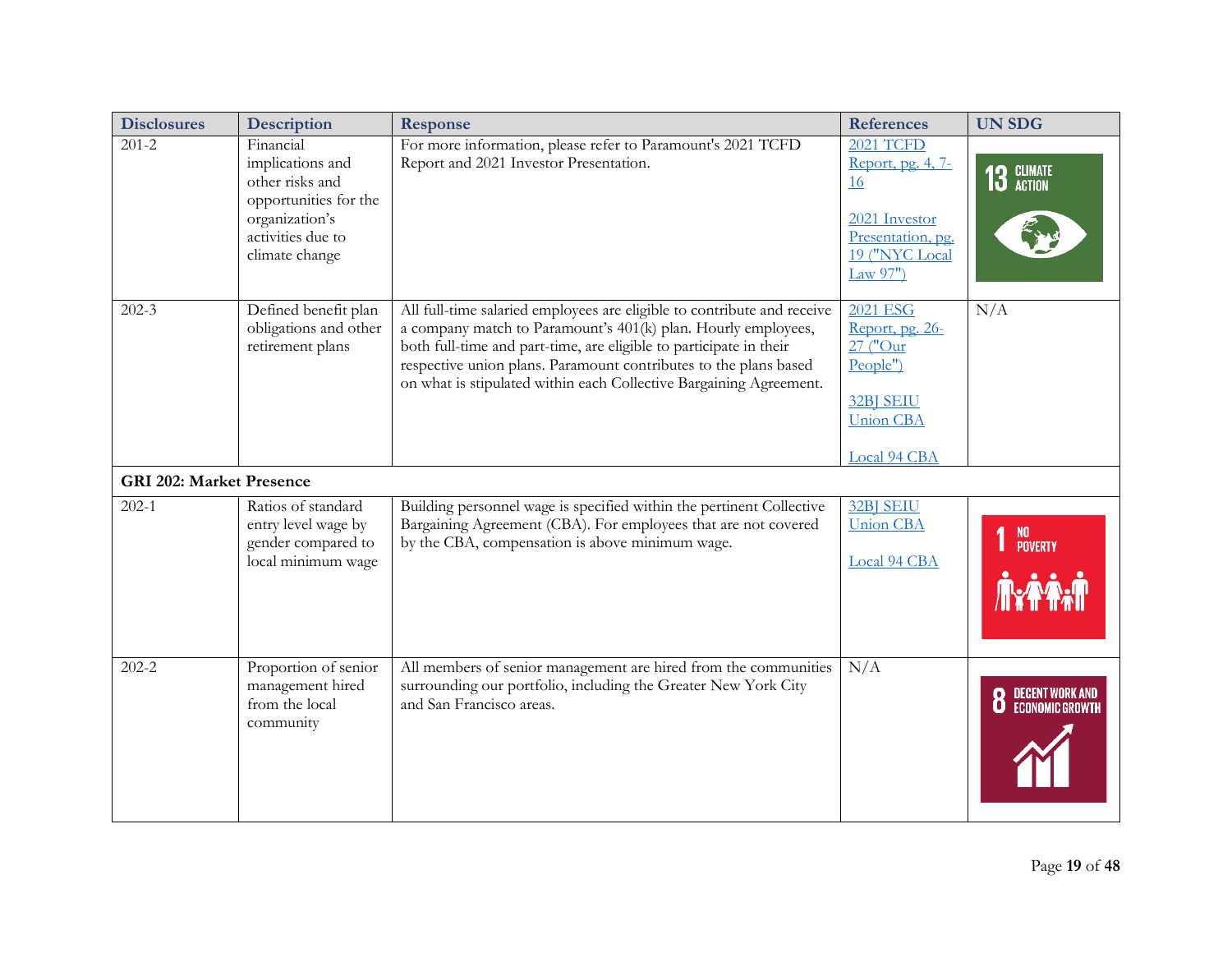| Disclosures | Description | Response | References | UN SDG |
|---|---|---|---|---|
| 201-2 | Financial implications and other risks and opportunities for the organization's activities due to climate change | For more information, please refer to Paramount's 2021 TCFD Report and 2021 Investor Presentation. | 2021 TCFD Report, pg. 4, 7-16<br><br>2021 Investor Presentation, pg. 19 ("NYC Local Law 97") | 13 CLIMATE ACTION |
| 202-3 | Defined benefit plan obligations and other retirement plans | All full-time salaried employees are eligible to contribute and receive a company match to Paramount's 401(k) plan. Hourly employees, both full-time and part-time, are eligible to participate in their respective union plans. Paramount contributes to the plans based on what is stipulated within each Collective Bargaining Agreement. | 2021 ESG Report, pg. 26-27 ("Our People")<br><br>32BJ SEIU Union CBA<br><br>Local 94 CBA | N/A |
| **GRI 202: Market Presence** | | | | |
| 202-1 | Ratios of standard entry level wage by gender compared to local minimum wage | Building personnel wage is specified within the pertinent Collective Bargaining Agreement (CBA). For employees that are not covered by the CBA, compensation is above minimum wage. | 32BJ SEIU Union CBA<br><br>Local 94 CBA | 1 NO POVERTY |
| 202-2 | Proportion of senior management hired from the local community | All members of senior management are hired from the communities surrounding our portfolio, including the Greater New York City and San Francisco areas. | N/A | 8 DECENT WORK AND ECONOMIC GROWTH |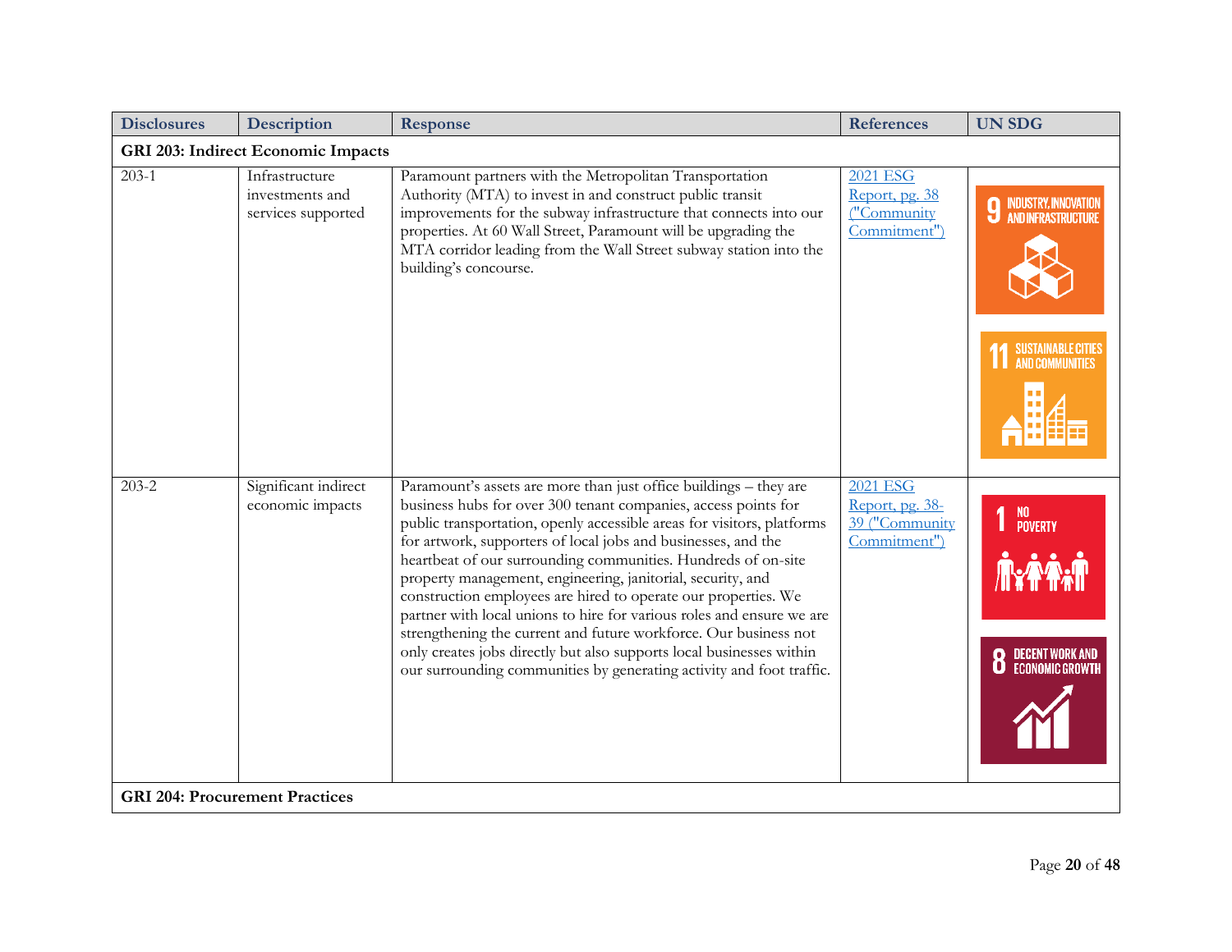| Disclosures | Description | Response | References | UN SDG |
|---|---|---|---|---|
| **GRI 203: Indirect Economic Impacts** | | | | |
| 203-1 | Infrastructure investments and services supported | Paramount partners with the Metropolitan Transportation Authority (MTA) to invest in and construct public transit improvements for the subway infrastructure that connects into our properties. At 60 Wall Street, Paramount will be upgrading the MTA corridor leading from the Wall Street subway station into the building's concourse. | 2021 ESG Report, pg. 38 ("Community Commitment") | 9 INDUSTRY, INNOVATION AND INFRASTRUCTURE; 11 SUSTAINABLE CITIES AND COMMUNITIES |
| 203-2 | Significant indirect economic impacts | Paramount's assets are more than just office buildings – they are business hubs for over 300 tenant companies, access points for public transportation, openly accessible areas for visitors, platforms for artwork, supporters of local jobs and businesses, and the heartbeat of our surrounding communities. Hundreds of on-site property management, engineering, janitorial, security, and construction employees are hired to operate our properties. We partner with local unions to hire for various roles and ensure we are strengthening the current and future workforce. Our business not only creates jobs directly but also supports local businesses within our surrounding communities by generating activity and foot traffic. | 2021 ESG Report, pg. 38-39 ("Community Commitment") | 1 NO POVERTY; 8 DECENT WORK AND ECONOMIC GROWTH |
| **GRI 204: Procurement Practices** | | | | |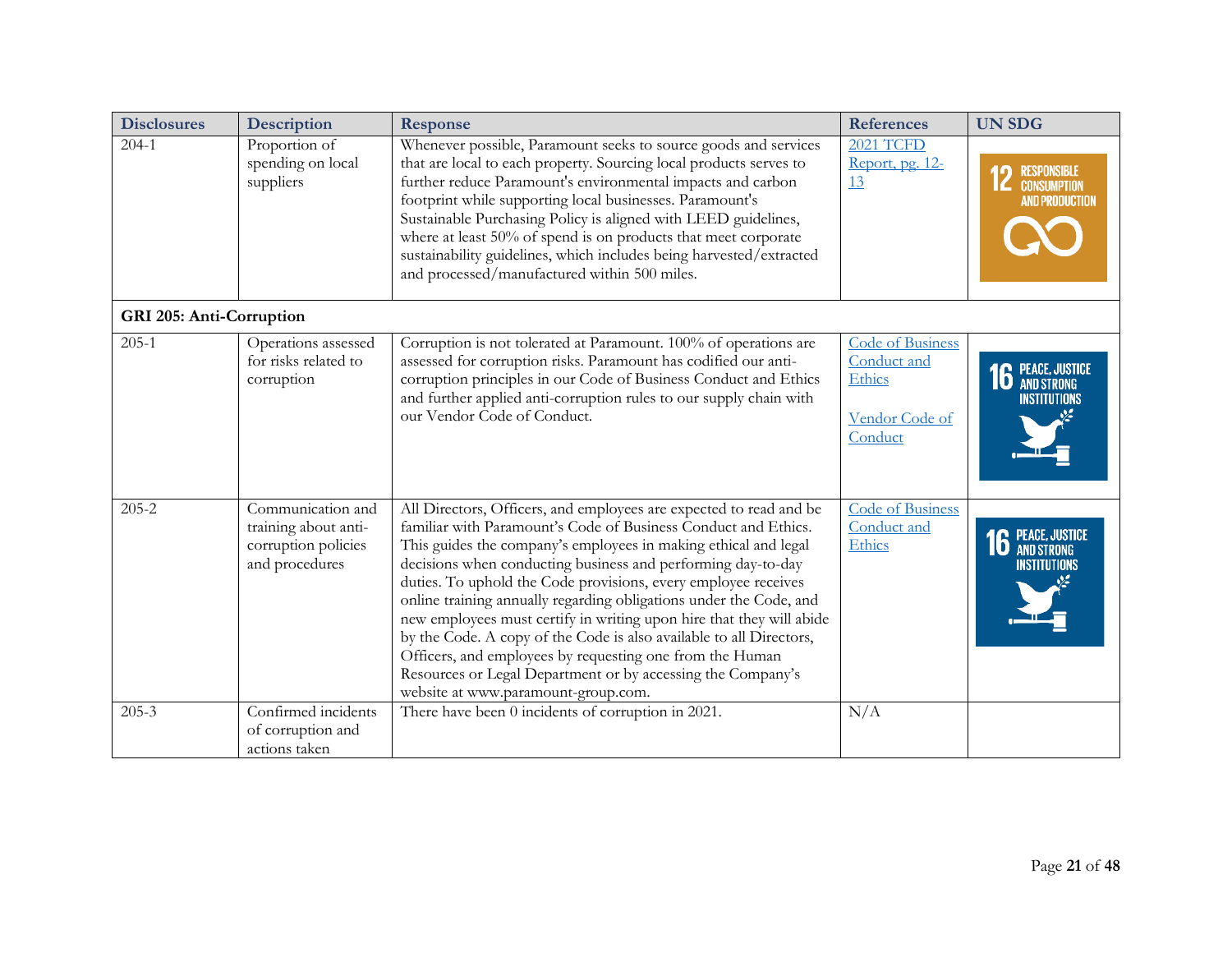| Disclosures | Description | Response | References | UN SDG |
|---|---|---|---|---|
| 204-1 | Proportion of spending on local suppliers | Whenever possible, Paramount seeks to source goods and services that are local to each property. Sourcing local products serves to further reduce Paramount's environmental impacts and carbon footprint while supporting local businesses. Paramount's Sustainable Purchasing Policy is aligned with LEED guidelines, where at least 50% of spend is on products that meet corporate sustainability guidelines, which includes being harvested/extracted and processed/manufactured within 500 miles. | 2021 TCFD Report, pg. 12-13 | 12 RESPONSIBLE CONSUMPTION AND PRODUCTION |
| **GRI 205: Anti-Corruption** | | | | |
| 205-1 | Operations assessed for risks related to corruption | Corruption is not tolerated at Paramount. 100% of operations are assessed for corruption risks. Paramount has codified our anti-corruption principles in our Code of Business Conduct and Ethics and further applied anti-corruption rules to our supply chain with our Vendor Code of Conduct. | Code of Business Conduct and Ethics<br><br>Vendor Code of Conduct | 16 PEACE, JUSTICE AND STRONG INSTITUTIONS |
| 205-2 | Communication and training about anti-corruption policies and procedures | All Directors, Officers, and employees are expected to read and be familiar with Paramount's Code of Business Conduct and Ethics. This guides the company's employees in making ethical and legal decisions when conducting business and performing day-to-day duties. To uphold the Code provisions, every employee receives online training annually regarding obligations under the Code, and new employees must certify in writing upon hire that they will abide by the Code. A copy of the Code is also available to all Directors, Officers, and employees by requesting one from the Human Resources or Legal Department or by accessing the Company's website at www.paramount-group.com. | Code of Business Conduct and Ethics | 16 PEACE, JUSTICE AND STRONG INSTITUTIONS |
| 205-3 | Confirmed incidents of corruption and actions taken | There have been 0 incidents of corruption in 2021. | N/A | |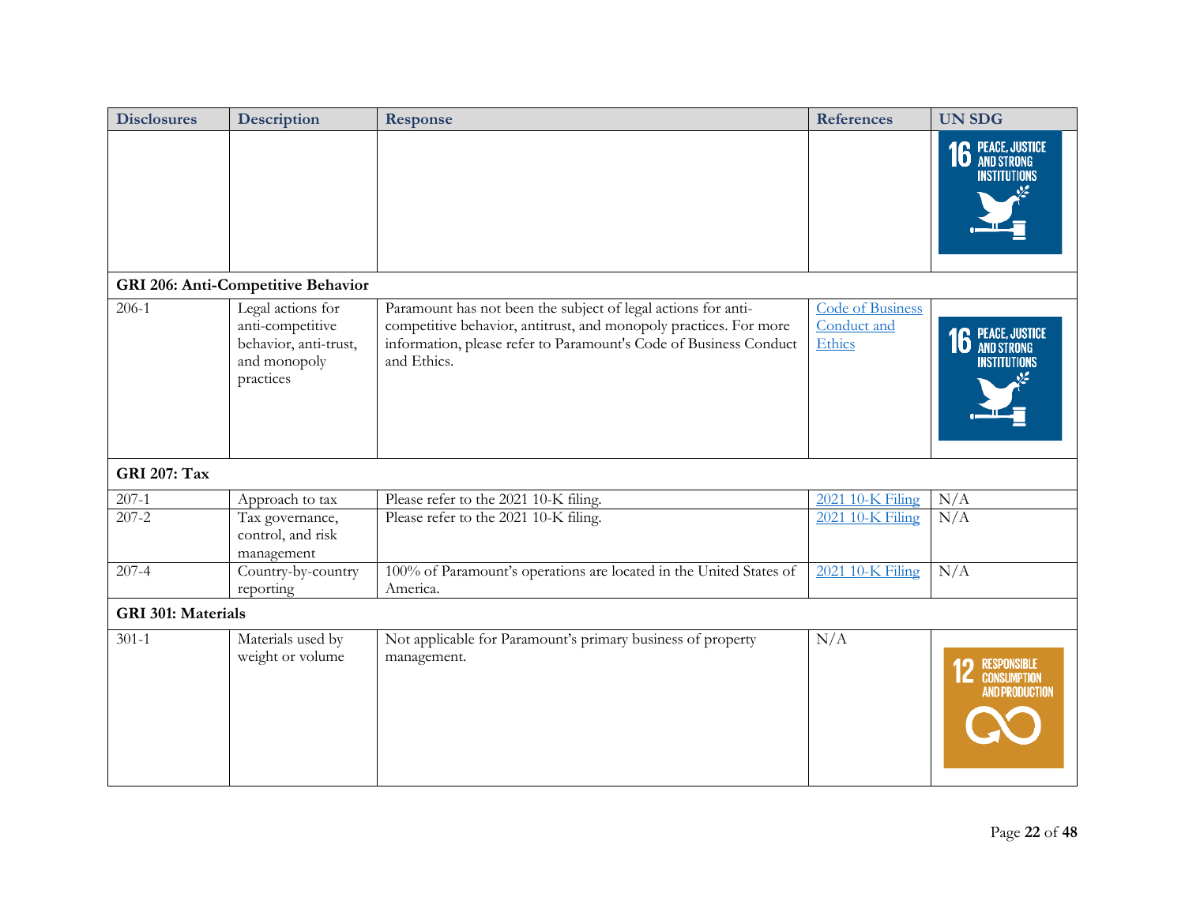| Disclosures | Description | Response | References | UN SDG |
|---|---|---|---|---|
| | | | | 16 PEACE, JUSTICE AND STRONG INSTITUTIONS |
| **GRI 206: Anti-Competitive Behavior** | | | | |
| 206-1 | Legal actions for anti-competitive behavior, anti-trust, and monopoly practices | Paramount has not been the subject of legal actions for anti-competitive behavior, antitrust, and monopoly practices. For more information, please refer to Paramount's Code of Business Conduct and Ethics. | Code of Business Conduct and Ethics | 16 PEACE, JUSTICE AND STRONG INSTITUTIONS |
| **GRI 207: Tax** | | | | |
| 207-1 | Approach to tax | Please refer to the 2021 10-K filing. | 2021 10-K Filing | N/A |
| 207-2 | Tax governance, control, and risk management | Please refer to the 2021 10-K filing. | 2021 10-K Filing | N/A |
| 207-4 | Country-by-country reporting | 100% of Paramount's operations are located in the United States of America. | 2021 10-K Filing | N/A |
| **GRI 301: Materials** | | | | |
| 301-1 | Materials used by weight or volume | Not applicable for Paramount's primary business of property management. | N/A | 12 RESPONSIBLE CONSUMPTION AND PRODUCTION |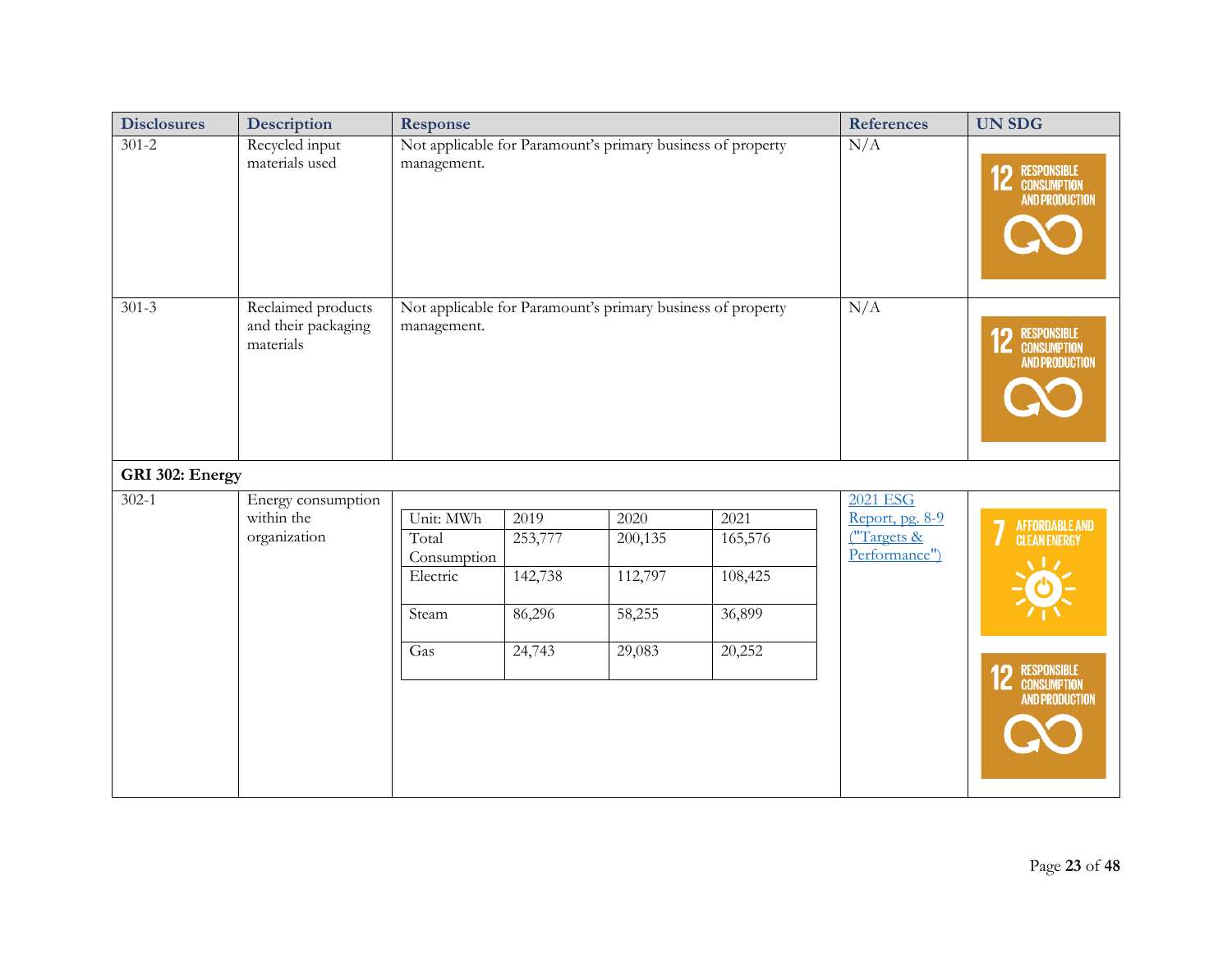| Disclosures | Description | Response | References | UN SDG |
|---|---|---|---|---|
| 301-2 | Recycled input materials used | Not applicable for Paramount's primary business of property management. | N/A | 12 RESPONSIBLE CONSUMPTION AND PRODUCTION |
| 301-3 | Reclaimed products and their packaging materials | Not applicable for Paramount's primary business of property management. | N/A | 12 RESPONSIBLE CONSUMPTION AND PRODUCTION |
| **GRI 302: Energy** | | | | |
| 302-1 | Energy consumption within the organization | See table below | [2021 ESG Report, pg. 8-9 ("Targets & Performance")] | 7 AFFORDABLE AND CLEAN ENERGY; 12 RESPONSIBLE CONSUMPTION AND PRODUCTION |

| Unit: MWh | 2019 | 2020 | 2021 |
|---|---|---|---|
| Total Consumption | 253,777 | 200,135 | 165,576 |
| Electric | 142,738 | 112,797 | 108,425 |
| Steam | 86,296 | 58,255 | 36,899 |
| Gas | 24,743 | 29,083 | 20,252 |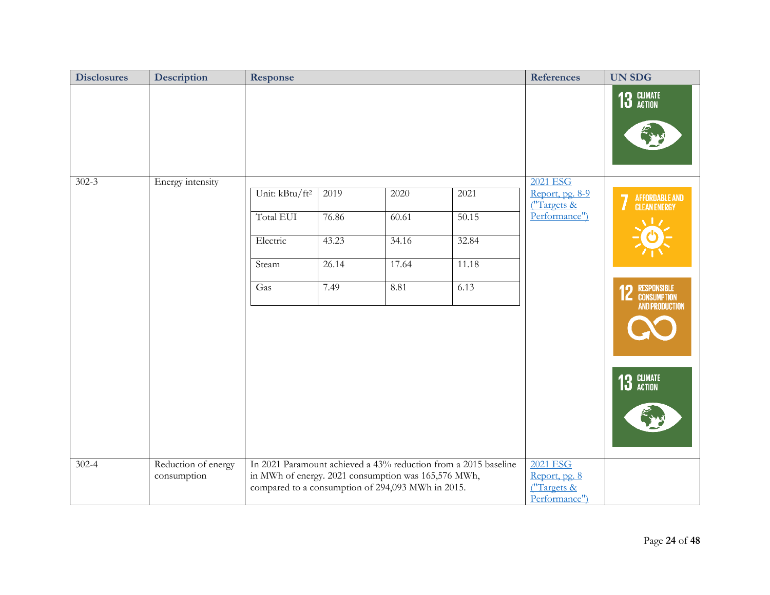| Disclosures | Description | Response | References | UN SDG |
|---|---|---|---|---|
| | | | | 13 CLIMATE ACTION |
| 302-3 | Energy intensity | <table><tr><td>Unit: kBtu/ft²</td><td>2019</td><td>2020</td><td>2021</td></tr><tr><td>Total EUI</td><td>76.86</td><td>60.61</td><td>50.15</td></tr><tr><td>Electric</td><td>43.23</td><td>34.16</td><td>32.84</td></tr><tr><td>Steam</td><td>26.14</td><td>17.64</td><td>11.18</td></tr><tr><td>Gas</td><td>7.49</td><td>8.81</td><td>6.13</td></tr></table> | 2021 ESG Report, pg. 8-9 ("Targets & Performance") | 7 AFFORDABLE AND CLEAN ENERGY; 12 RESPONSIBLE CONSUMPTION AND PRODUCTION; 13 CLIMATE ACTION |
| 302-4 | Reduction of energy consumption | In 2021 Paramount achieved a 43% reduction from a 2015 baseline in MWh of energy. 2021 consumption was 165,576 MWh, compared to a consumption of 294,093 MWh in 2015. | 2021 ESG Report, pg. 8 ("Targets & Performance") | |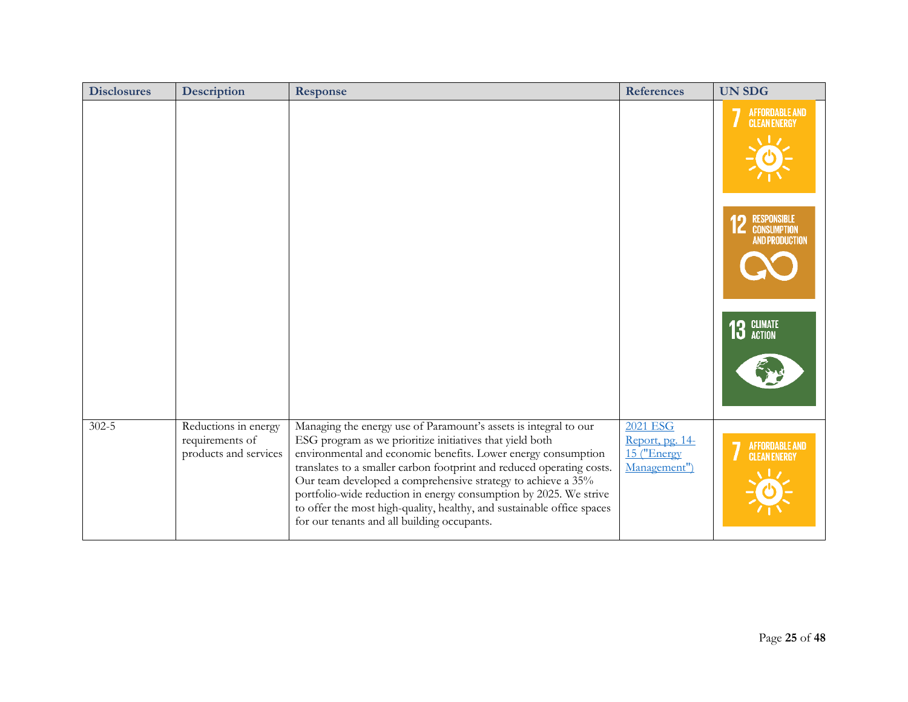| Disclosures | Description | Response | References | UN SDG |
|---|---|---|---|---|
| | | | | 7 AFFORDABLE AND CLEAN ENERGY; 12 RESPONSIBLE CONSUMPTION AND PRODUCTION; 13 CLIMATE ACTION |
| 302-5 | Reductions in energy requirements of products and services | Managing the energy use of Paramount's assets is integral to our ESG program as we prioritize initiatives that yield both environmental and economic benefits. Lower energy consumption translates to a smaller carbon footprint and reduced operating costs. Our team developed a comprehensive strategy to achieve a 35% portfolio-wide reduction in energy consumption by 2025. We strive to offer the most high-quality, healthy, and sustainable office spaces for our tenants and all building occupants. | 2021 ESG Report, pg. 14-15 ("Energy Management") | 7 AFFORDABLE AND CLEAN ENERGY |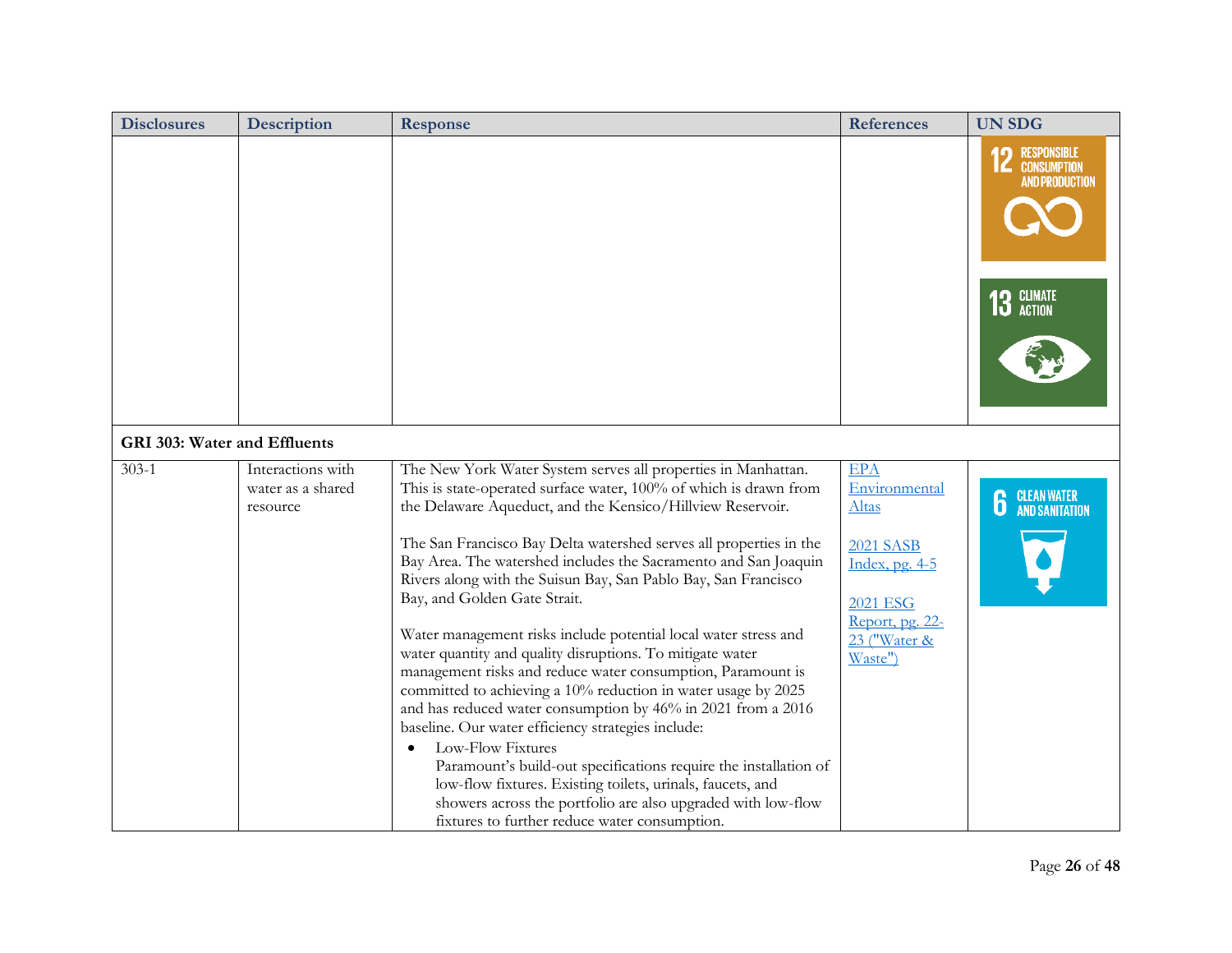| Disclosures | Description | Response | References | UN SDG |
|---|---|---|---|---|
| | | | | 12 RESPONSIBLE CONSUMPTION AND PRODUCTION<br>13 CLIMATE ACTION |
| **GRI 303: Water and Effluents** | | | | |
| 303-1 | Interactions with water as a shared resource | The New York Water System serves all properties in Manhattan. This is state-operated surface water, 100% of which is drawn from the Delaware Aqueduct, and the Kensico/Hillview Reservoir.<br><br>The San Francisco Bay Delta watershed serves all properties in the Bay Area. The watershed includes the Sacramento and San Joaquin Rivers along with the Suisun Bay, San Pablo Bay, San Francisco Bay, and Golden Gate Strait.<br><br>Water management risks include potential local water stress and water quantity and quality disruptions. To mitigate water management risks and reduce water consumption, Paramount is committed to achieving a 10% reduction in water usage by 2025 and has reduced water consumption by 46% in 2021 from a 2016 baseline. Our water efficiency strategies include:<br>• Low-Flow Fixtures<br>Paramount's build-out specifications require the installation of low-flow fixtures. Existing toilets, urinals, faucets, and showers across the portfolio are also upgraded with low-flow fixtures to further reduce water consumption. | EPA Environmental Altas<br><br>2021 SASB Index, pg. 4-5<br><br>2021 ESG Report, pg. 22-23 ("Water & Waste") | 6 CLEAN WATER AND SANITATION |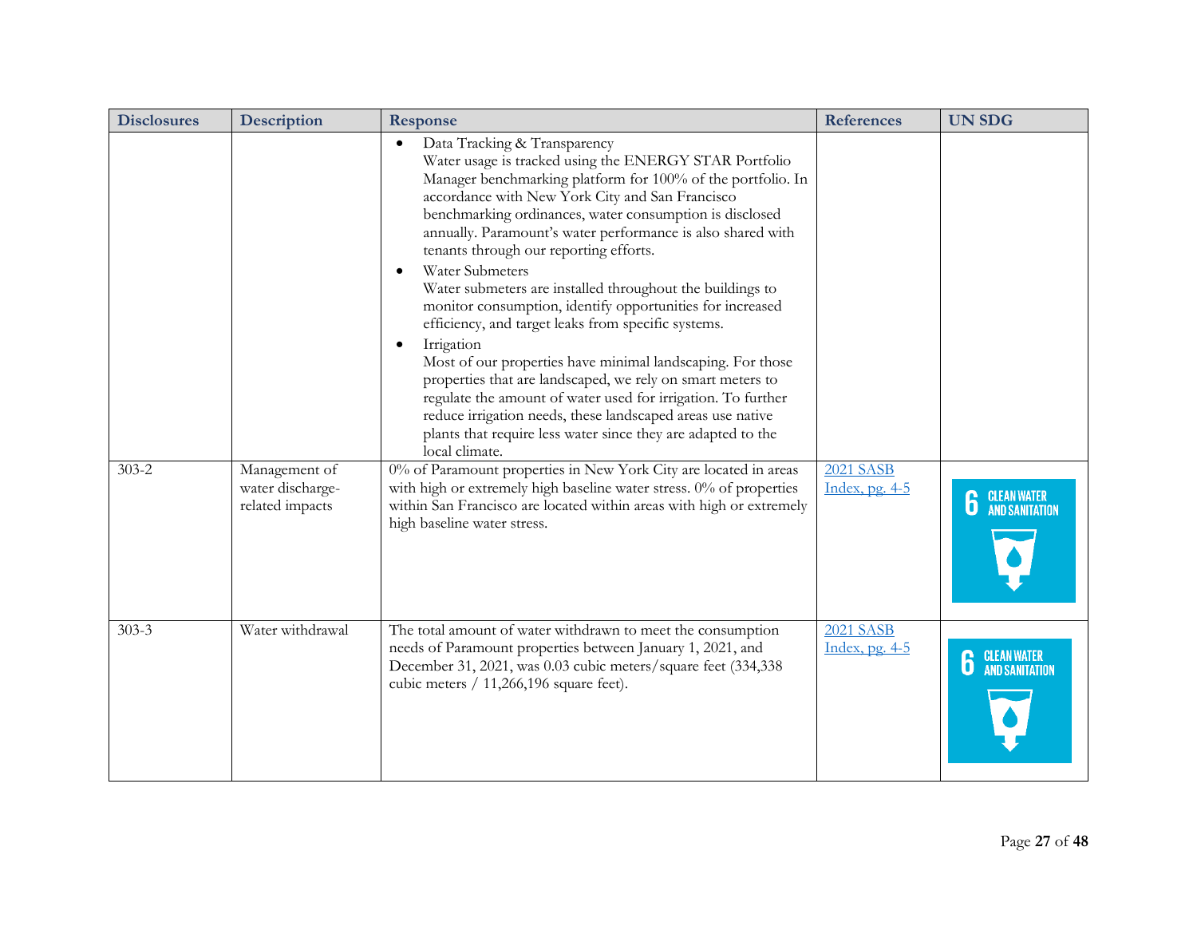| Disclosures | Description | Response | References | UN SDG |
|---|---|---|---|---|
| | | • Data Tracking & Transparency<br>Water usage is tracked using the ENERGY STAR Portfolio Manager benchmarking platform for 100% of the portfolio. In accordance with New York City and San Francisco benchmarking ordinances, water consumption is disclosed annually. Paramount's water performance is also shared with tenants through our reporting efforts.<br>• Water Submeters<br>Water submeters are installed throughout the buildings to monitor consumption, identify opportunities for increased efficiency, and target leaks from specific systems.<br>• Irrigation<br>Most of our properties have minimal landscaping. For those properties that are landscaped, we rely on smart meters to regulate the amount of water used for irrigation. To further reduce irrigation needs, these landscaped areas use native plants that require less water since they are adapted to the local climate. | | |
| 303-2 | Management of water discharge-related impacts | 0% of Paramount properties in New York City are located in areas with high or extremely high baseline water stress. 0% of properties within San Francisco are located within areas with high or extremely high baseline water stress. | 2021 SASB Index, pg. 4-5 | 6 CLEAN WATER AND SANITATION |
| 303-3 | Water withdrawal | The total amount of water withdrawn to meet the consumption needs of Paramount properties between January 1, 2021, and December 31, 2021, was 0.03 cubic meters/square feet (334,338 cubic meters / 11,266,196 square feet). | 2021 SASB Index, pg. 4-5 | 6 CLEAN WATER AND SANITATION |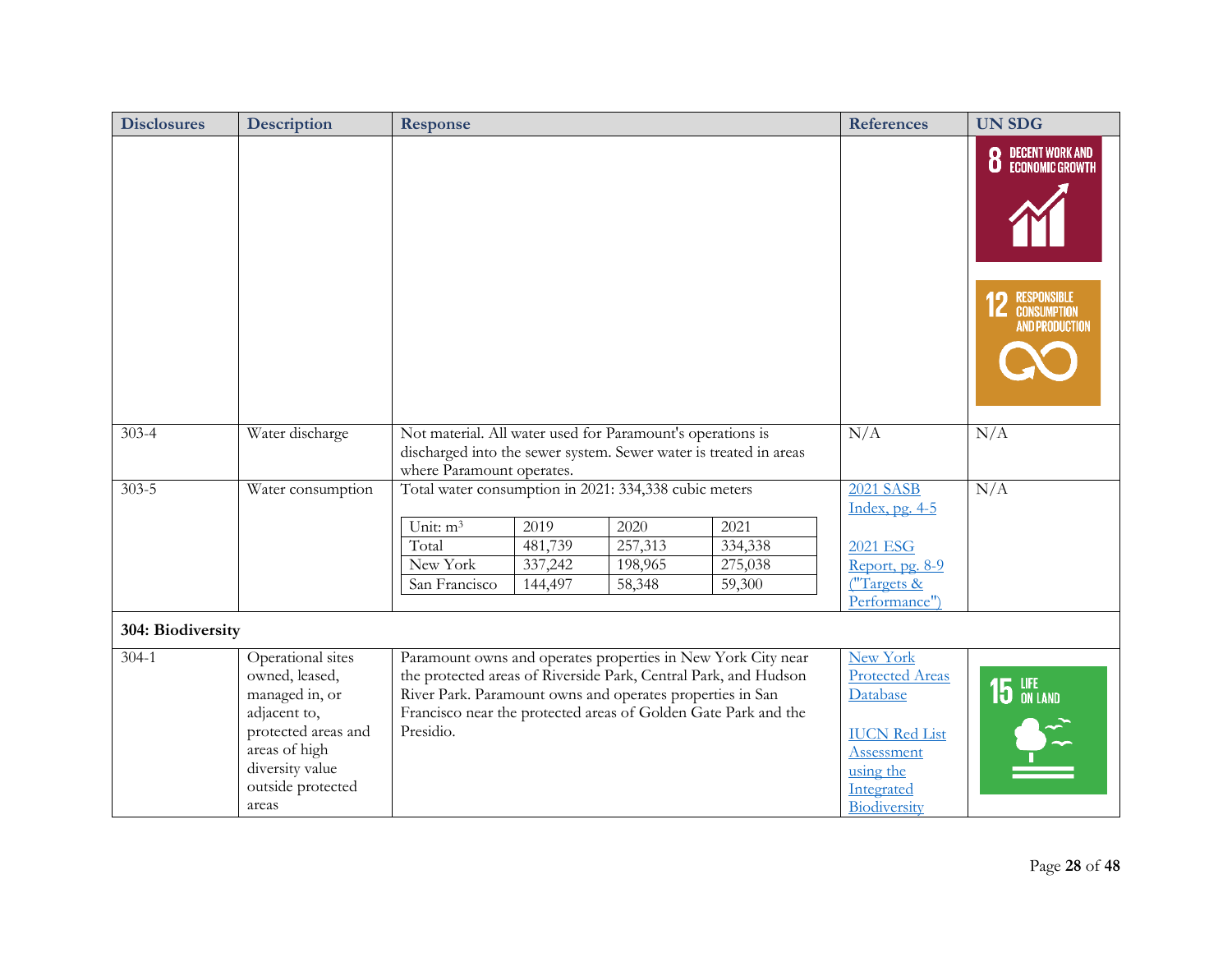| Disclosures | Description | Response | References | UN SDG |
|---|---|---|---|---|
| | | | | 8 DECENT WORK AND ECONOMIC GROWTH<br><br>12 RESPONSIBLE CONSUMPTION AND PRODUCTION |
| 303-4 | Water discharge | Not material. All water used for Paramount's operations is discharged into the sewer system. Sewer water is treated in areas where Paramount operates. | N/A | N/A |
| 303-5 | Water consumption | Total water consumption in 2021: 334,338 cubic meters<br><br>Unit: $m^3$ / 2019 / 2020 / 2021<br>Total: 481,739 / 257,313 / 334,338<br>New York: 337,242 / 198,965 / 275,038<br>San Francisco: 144,497 / 58,348 / 59,300 | 2021 SASB Index, pg. 4-5<br><br>2021 ESG Report, pg. 8-9 ("Targets & Performance") | N/A |
| **304: Biodiversity** | | | | |
| 304-1 | Operational sites owned, leased, managed in, or adjacent to, protected areas and areas of high diversity value outside protected areas | Paramount owns and operates properties in New York City near the protected areas of Riverside Park, Central Park, and Hudson River Park. Paramount owns and operates properties in San Francisco near the protected areas of Golden Gate Park and the Presidio. | New York Protected Areas Database<br><br>IUCN Red List Assessment using the Integrated Biodiversity | 15 LIFE ON LAND |

Water consumption detail (303-5):

| Unit: $m^3$ | 2019 | 2020 | 2021 |
|---|---|---|---|
| Total | 481,739 | 257,313 | 334,338 |
| New York | 337,242 | 198,965 | 275,038 |
| San Francisco | 144,497 | 58,348 | 59,300 |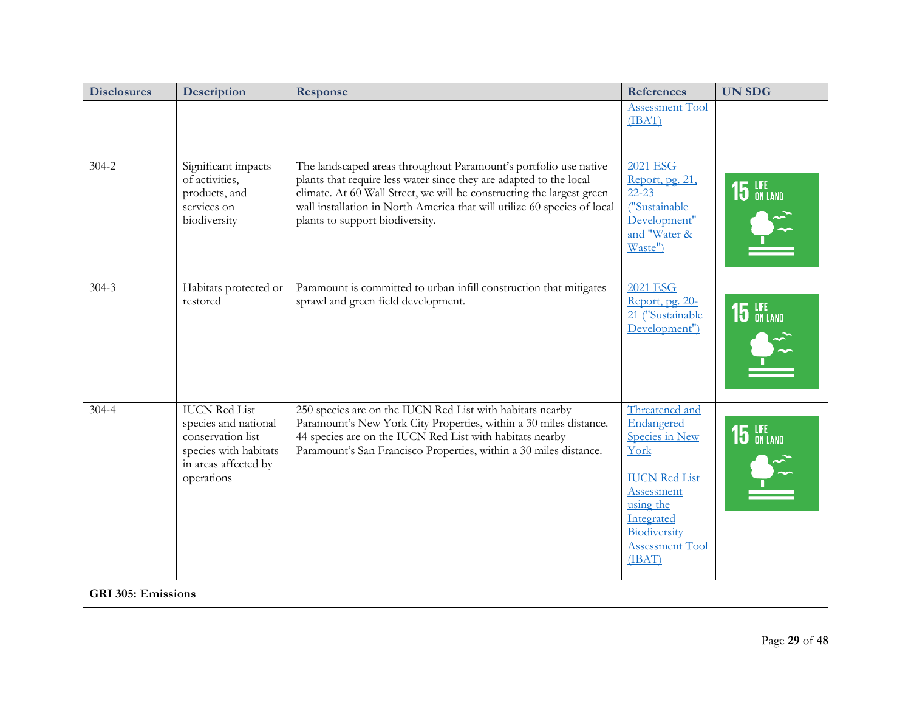| Disclosures | Description | Response | References | UN SDG |
|---|---|---|---|---|
| | | | Assessment Tool (IBAT) | |
| 304-2 | Significant impacts of activities, products, and services on biodiversity | The landscaped areas throughout Paramount's portfolio use native plants that require less water since they are adapted to the local climate. At 60 Wall Street, we will be constructing the largest green wall installation in North America that will utilize 60 species of local plants to support biodiversity. | 2021 ESG Report, pg. 21, 22-23 ("Sustainable Development" and "Water & Waste") | 15 LIFE ON LAND |
| 304-3 | Habitats protected or restored | Paramount is committed to urban infill construction that mitigates sprawl and green field development. | 2021 ESG Report, pg. 20-21 ("Sustainable Development") | 15 LIFE ON LAND |
| 304-4 | IUCN Red List species and national conservation list species with habitats in areas affected by operations | 250 species are on the IUCN Red List with habitats nearby Paramount's New York City Properties, within a 30 miles distance. 44 species are on the IUCN Red List with habitats nearby Paramount's San Francisco Properties, within a 30 miles distance. | Threatened and Endangered Species in New York<br><br>IUCN Red List Assessment using the Integrated Biodiversity Assessment Tool (IBAT) | 15 LIFE ON LAND |
| **GRI 305: Emissions** | | | | |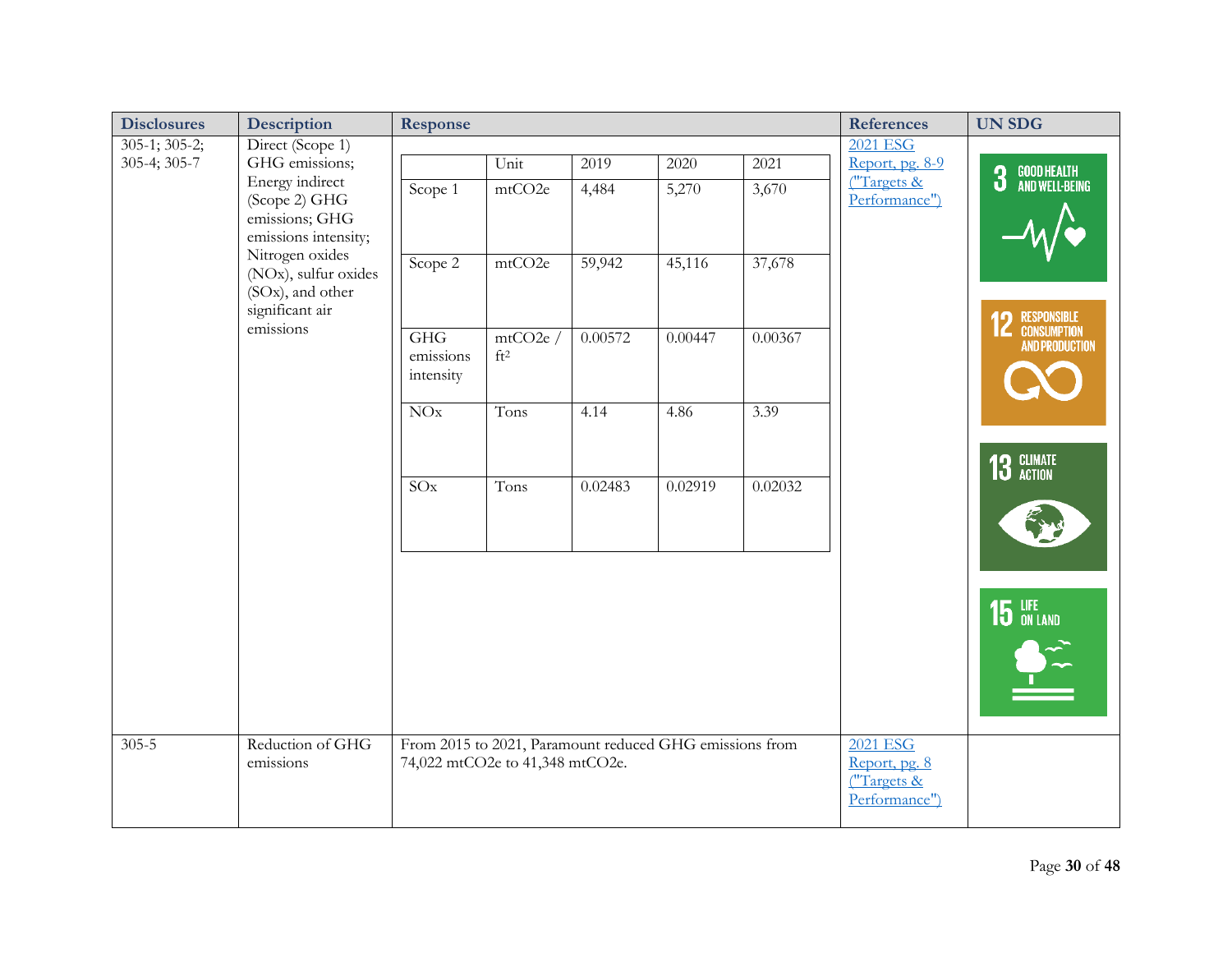| Disclosures | Description | Response | References | UN SDG |
|---|---|---|---|---|
| 305-1; 305-2; 305-4; 305-7 | Direct (Scope 1) GHG emissions; Energy indirect (Scope 2) GHG emissions; GHG emissions intensity; Nitrogen oxides (NOx), sulfur oxides (SOx), and other significant air emissions | (see table below) | 2021 ESG Report, pg. 8-9 ("Targets & Performance") | 3 GOOD HEALTH AND WELL-BEING; 12 RESPONSIBLE CONSUMPTION AND PRODUCTION; 13 CLIMATE ACTION; 15 LIFE ON LAND |
| 305-5 | Reduction of GHG emissions | From 2015 to 2021, Paramount reduced GHG emissions from 74,022 mtCO2e to 41,348 mtCO2e. | 2021 ESG Report, pg. 8 ("Targets & Performance") | |

| | Unit | 2019 | 2020 | 2021 |
|---|---|---|---|---|
| Scope 1 | mtCO2e | 4,484 | 5,270 | 3,670 |
| Scope 2 | mtCO2e | 59,942 | 45,116 | 37,678 |
| GHG emissions intensity | mtCO2e / $ft^2$ | 0.00572 | 0.00447 | 0.00367 |
| NOx | Tons | 4.14 | 4.86 | 3.39 |
| SOx | Tons | 0.02483 | 0.02919 | 0.02032 |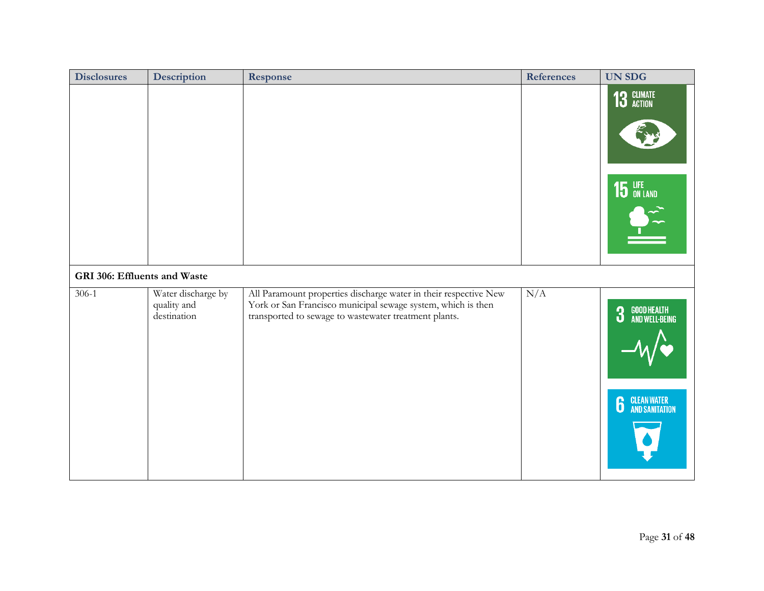| Disclosures | Description | Response | References | UN SDG |
|---|---|---|---|---|
| | | | | 13 CLIMATE ACTION; 15 LIFE ON LAND |
| **GRI 306: Effluents and Waste** | | | | |
| 306-1 | Water discharge by quality and destination | All Paramount properties discharge water in their respective New York or San Francisco municipal sewage system, which is then transported to sewage to wastewater treatment plants. | N/A | 3 GOOD HEALTH AND WELL-BEING; 6 CLEAN WATER AND SANITATION |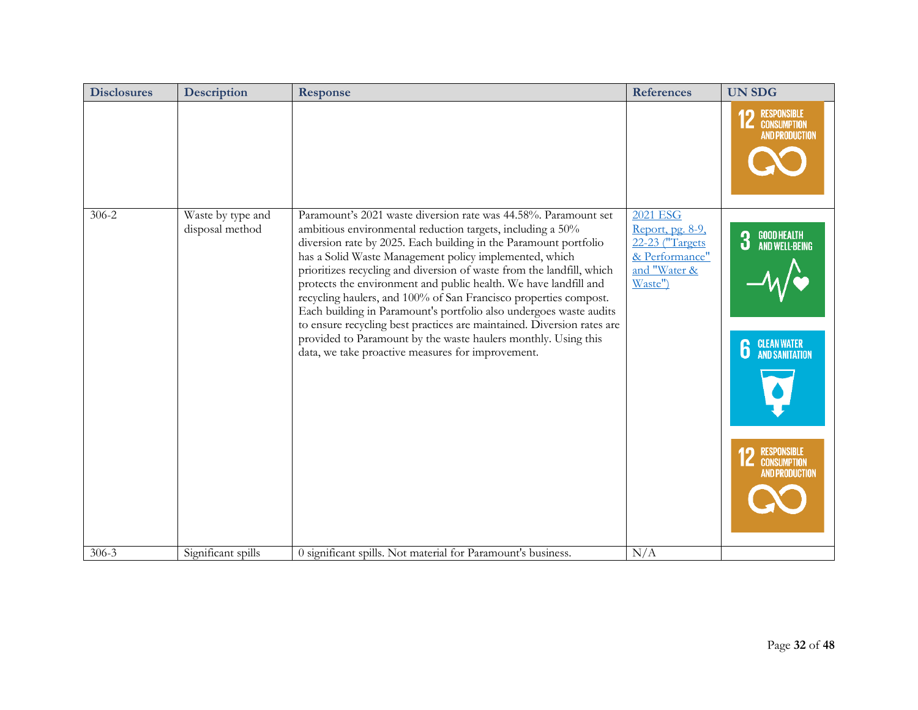| Disclosures | Description | Response | References | UN SDG |
|---|---|---|---|---|
| | | | | 12 RESPONSIBLE CONSUMPTION AND PRODUCTION |
| 306-2 | Waste by type and disposal method | Paramount's 2021 waste diversion rate was 44.58%. Paramount set ambitious environmental reduction targets, including a 50% diversion rate by 2025. Each building in the Paramount portfolio has a Solid Waste Management policy implemented, which prioritizes recycling and diversion of waste from the landfill, which protects the environment and public health. We have landfill and recycling haulers, and 100% of San Francisco properties compost. Each building in Paramount's portfolio also undergoes waste audits to ensure recycling best practices are maintained. Diversion rates are provided to Paramount by the waste haulers monthly. Using this data, we take proactive measures for improvement. | 2021 ESG Report, pg. 8-9, 22-23 ("Targets & Performance" and "Water & Waste") | 3 GOOD HEALTH AND WELL-BEING; 6 CLEAN WATER AND SANITATION; 12 RESPONSIBLE CONSUMPTION AND PRODUCTION |
| 306-3 | Significant spills | 0 significant spills. Not material for Paramount's business. | N/A | |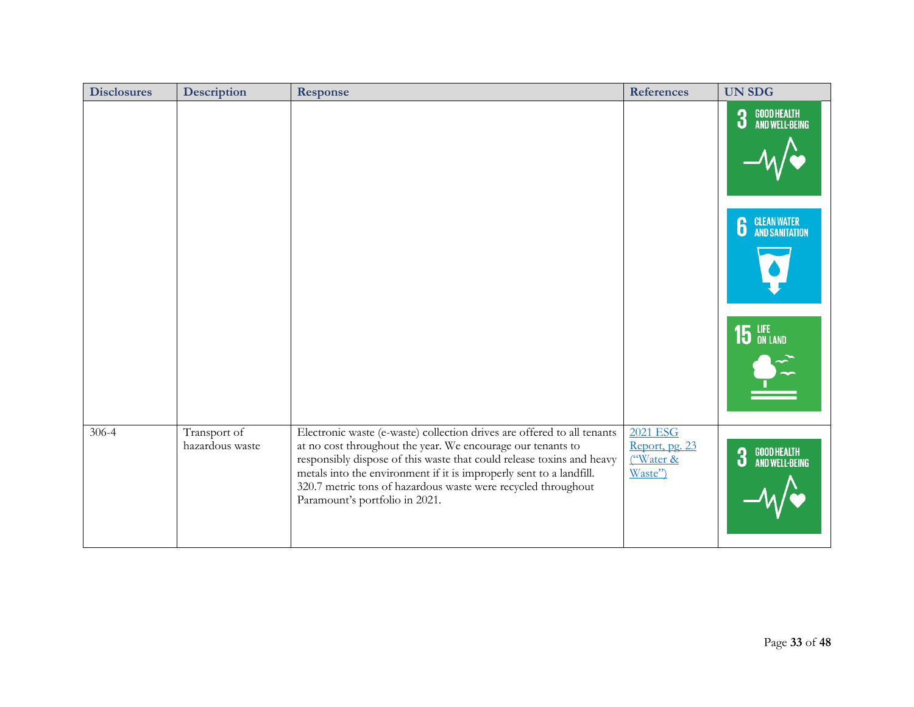| Disclosures | Description | Response | References | UN SDG |
|---|---|---|---|---|
| | | | | 3 GOOD HEALTH AND WELL-BEING<br>6 CLEAN WATER AND SANITATION<br>15 LIFE ON LAND |
| 306-4 | Transport of hazardous waste | Electronic waste (e-waste) collection drives are offered to all tenants at no cost throughout the year. We encourage our tenants to responsibly dispose of this waste that could release toxins and heavy metals into the environment if it is improperly sent to a landfill. 320.7 metric tons of hazardous waste were recycled throughout Paramount's portfolio in 2021. | 2021 ESG Report, pg. 23 ("Water & Waste") | 3 GOOD HEALTH AND WELL-BEING |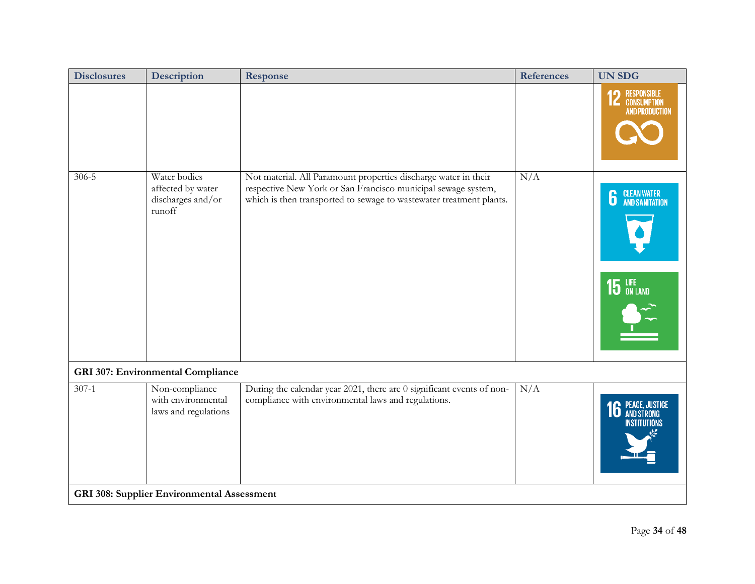| Disclosures | Description | Response | References | UN SDG |
|---|---|---|---|---|
| | | | | 12 RESPONSIBLE CONSUMPTION AND PRODUCTION |
| 306-5 | Water bodies affected by water discharges and/or runoff | Not material. All Paramount properties discharge water in their respective New York or San Francisco municipal sewage system, which is then transported to sewage to wastewater treatment plants. | N/A | 6 CLEAN WATER AND SANITATION; 15 LIFE ON LAND |
| **GRI 307: Environmental Compliance** | | | | |
| 307-1 | Non-compliance with environmental laws and regulations | During the calendar year 2021, there are 0 significant events of non-compliance with environmental laws and regulations. | N/A | 16 PEACE, JUSTICE AND STRONG INSTITUTIONS |
| **GRI 308: Supplier Environmental Assessment** | | | | |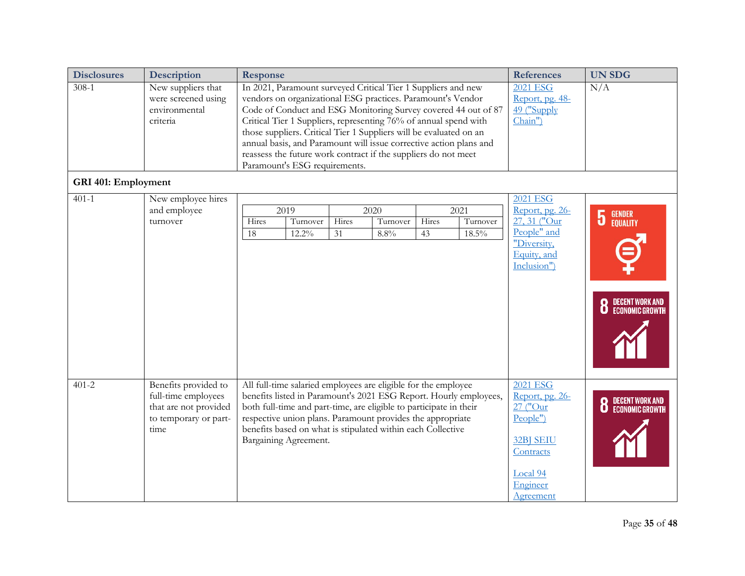| Disclosures | Description | Response | References | UN SDG |
|---|---|---|---|---|
| 308-1 | New suppliers that were screened using environmental criteria | In 2021, Paramount surveyed Critical Tier 1 Suppliers and new vendors on organizational ESG practices. Paramount's Vendor Code of Conduct and ESG Monitoring Survey covered 44 out of 87 Critical Tier 1 Suppliers, representing 76% of annual spend with those suppliers. Critical Tier 1 Suppliers will be evaluated on an annual basis, and Paramount will issue corrective action plans and reassess the future work contract if the suppliers do not meet Paramount's ESG requirements. | 2021 ESG Report, pg. 48-49 ("Supply Chain") | N/A |
| **GRI 401: Employment** | | | | |
| 401-1 | New employee hires and employee turnover | 2019: Hires 18, Turnover 12.2%; 2020: Hires 31, Turnover 8.8%; 2021: Hires 43, Turnover 18.5% | 2021 ESG Report, pg. 26-27, 31 ("Our People" and "Diversity, Equity, and Inclusion") | 5 GENDER EQUALITY; 8 DECENT WORK AND ECONOMIC GROWTH |
| 401-2 | Benefits provided to full-time employees that are not provided to temporary or part-time | All full-time salaried employees are eligible for the employee benefits listed in Paramount's 2021 ESG Report. Hourly employees, both full-time and part-time, are eligible to participate in their respective union plans. Paramount provides the appropriate benefits based on what is stipulated within each Collective Bargaining Agreement. | 2021 ESG Report, pg. 26-27 ("Our People"); 32BJ SEIU Contracts; Local 94 Engineer Agreement | 8 DECENT WORK AND ECONOMIC GROWTH |

401-1 New employee hires and employee turnover:

| 2019 | | 2020 | | 2021 | |
|---|---|---|---|---|---|
| Hires | Turnover | Hires | Turnover | Hires | Turnover |
| 18 | 12.2% | 31 | 8.8% | 43 | 18.5% |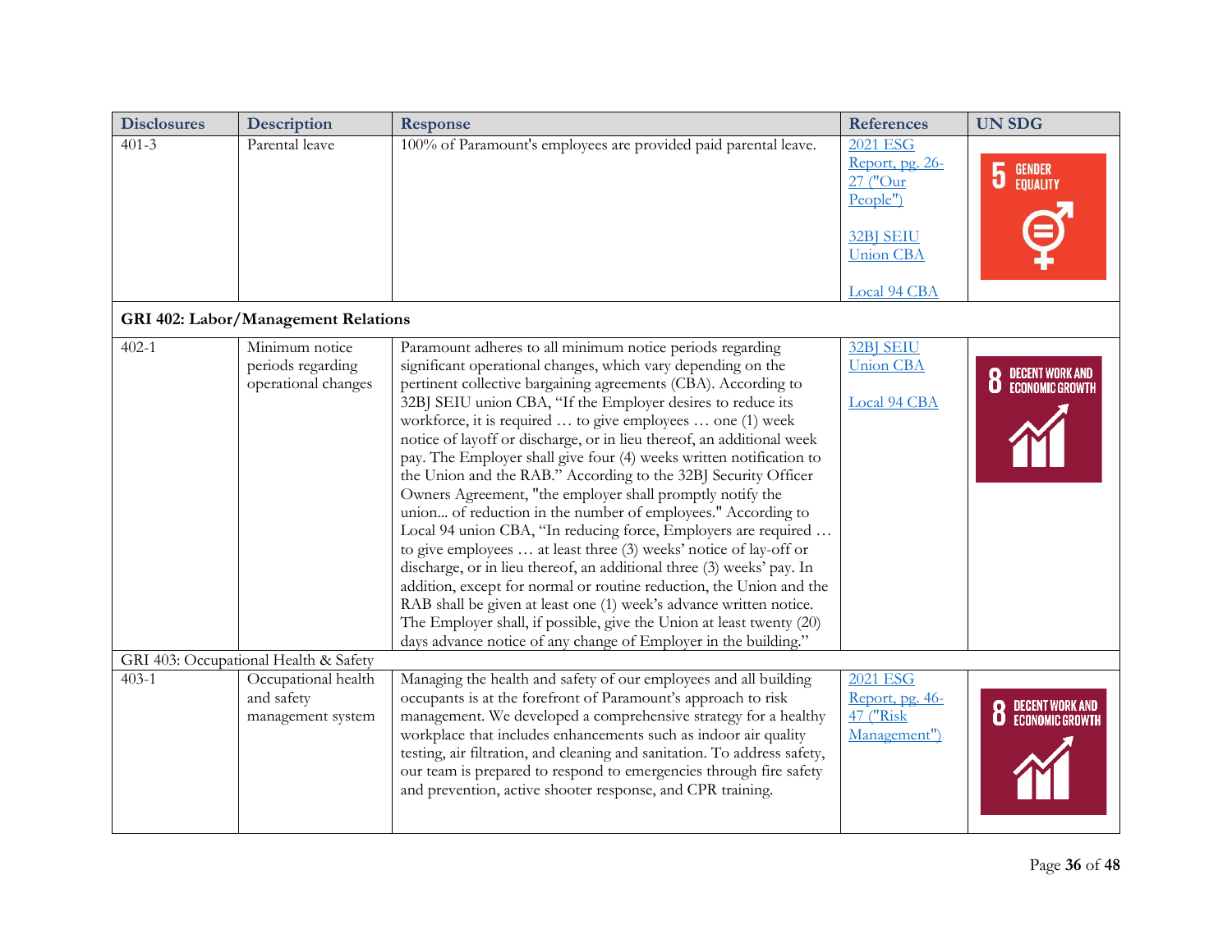| Disclosures | Description | Response | References | UN SDG |
|---|---|---|---|---|
| 401-3 | Parental leave | 100% of Paramount's employees are provided paid parental leave. | 2021 ESG Report, pg. 26-27 ("Our People")<br><br>32BJ SEIU Union CBA<br><br>Local 94 CBA | 5 GENDER EQUALITY |
| **GRI 402: Labor/Management Relations** | | | | |
| 402-1 | Minimum notice periods regarding operational changes | Paramount adheres to all minimum notice periods regarding significant operational changes, which vary depending on the pertinent collective bargaining agreements (CBA). According to 32BJ SEIU union CBA, "If the Employer desires to reduce its workforce, it is required … to give employees … one (1) week notice of layoff or discharge, or in lieu thereof, an additional week pay. The Employer shall give four (4) weeks written notification to the Union and the RAB." According to the 32BJ Security Officer Owners Agreement, "the employer shall promptly notify the union... of reduction in the number of employees." According to Local 94 union CBA, "In reducing force, Employers are required … to give employees … at least three (3) weeks' notice of lay-off or discharge, or in lieu thereof, an additional three (3) weeks' pay. In addition, except for normal or routine reduction, the Union and the RAB shall be given at least one (1) week's advance written notice. The Employer shall, if possible, give the Union at least twenty (20) days advance notice of any change of Employer in the building." | 32BJ SEIU Union CBA<br><br>Local 94 CBA | 8 DECENT WORK AND ECONOMIC GROWTH |
| GRI 403: Occupational Health & Safety | | | | |
| 403-1 | Occupational health and safety management system | Managing the health and safety of our employees and all building occupants is at the forefront of Paramount's approach to risk management. We developed a comprehensive strategy for a healthy workplace that includes enhancements such as indoor air quality testing, air filtration, and cleaning and sanitation. To address safety, our team is prepared to respond to emergencies through fire safety and prevention, active shooter response, and CPR training. | 2021 ESG Report, pg. 46-47 ("Risk Management") | 8 DECENT WORK AND ECONOMIC GROWTH |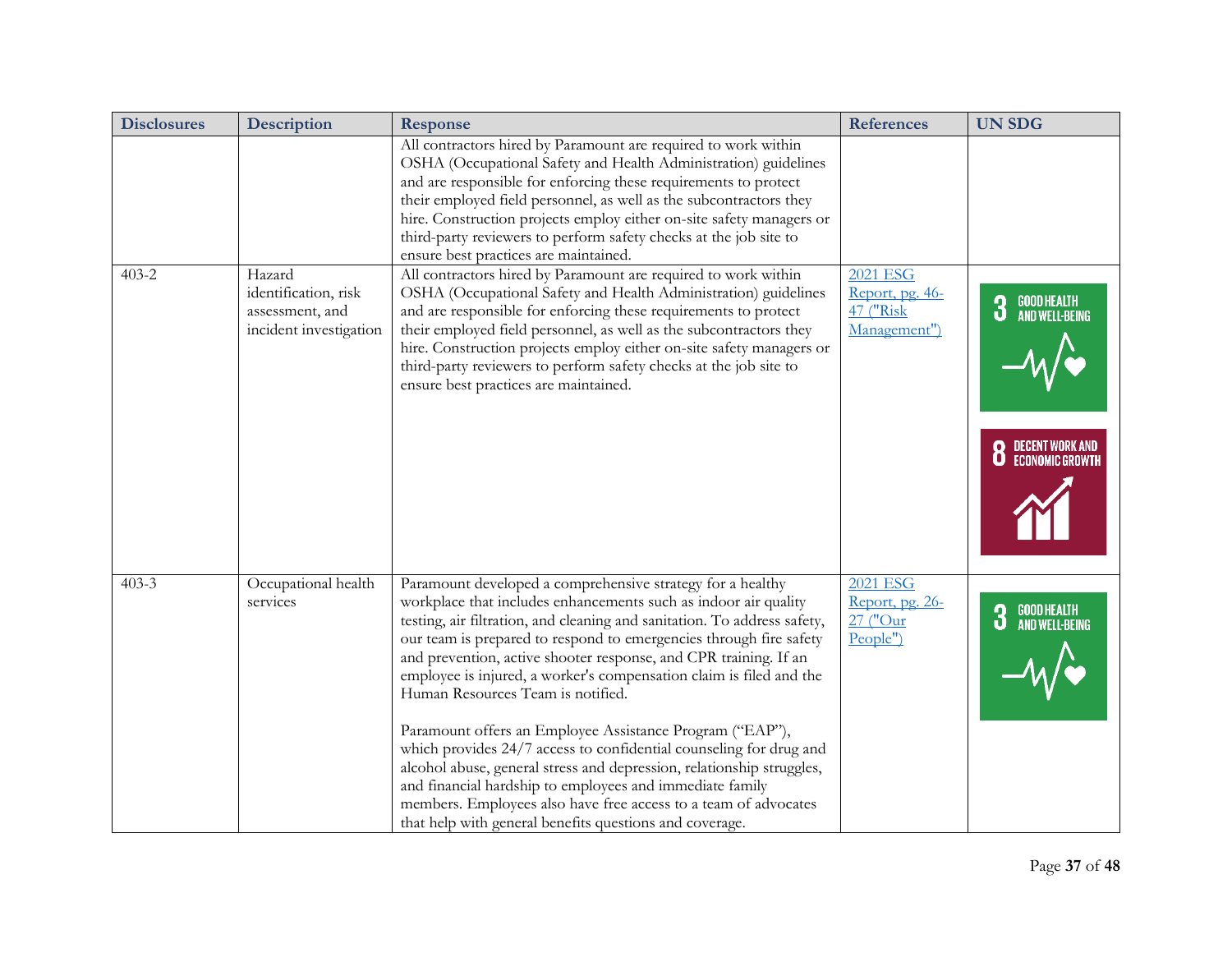| Disclosures | Description | Response | References | UN SDG |
|---|---|---|---|---|
| | | All contractors hired by Paramount are required to work within OSHA (Occupational Safety and Health Administration) guidelines and are responsible for enforcing these requirements to protect their employed field personnel, as well as the subcontractors they hire. Construction projects employ either on-site safety managers or third-party reviewers to perform safety checks at the job site to ensure best practices are maintained. | | |
| 403-2 | Hazard identification, risk assessment, and incident investigation | All contractors hired by Paramount are required to work within OSHA (Occupational Safety and Health Administration) guidelines and are responsible for enforcing these requirements to protect their employed field personnel, as well as the subcontractors they hire. Construction projects employ either on-site safety managers or third-party reviewers to perform safety checks at the job site to ensure best practices are maintained. | 2021 ESG Report, pg. 46-47 ("Risk Management") | 3 GOOD HEALTH AND WELL-BEING; 8 DECENT WORK AND ECONOMIC GROWTH |
| 403-3 | Occupational health services | Paramount developed a comprehensive strategy for a healthy workplace that includes enhancements such as indoor air quality testing, air filtration, and cleaning and sanitation. To address safety, our team is prepared to respond to emergencies through fire safety and prevention, active shooter response, and CPR training. If an employee is injured, a worker's compensation claim is filed and the Human Resources Team is notified.<br><br>Paramount offers an Employee Assistance Program ("EAP"), which provides 24/7 access to confidential counseling for drug and alcohol abuse, general stress and depression, relationship struggles, and financial hardship to employees and immediate family members. Employees also have free access to a team of advocates that help with general benefits questions and coverage. | 2021 ESG Report, pg. 26-27 ("Our People") | 3 GOOD HEALTH AND WELL-BEING |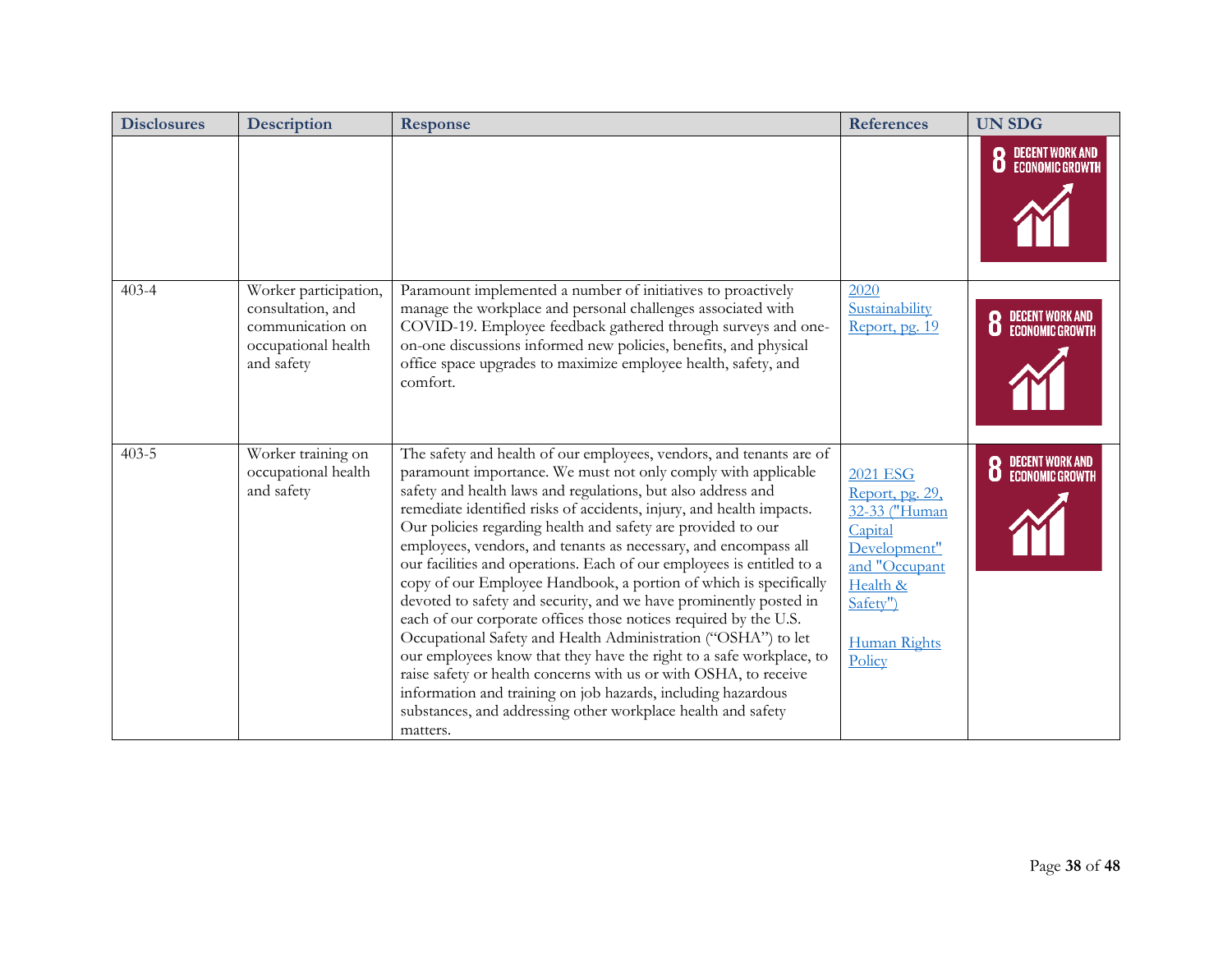| Disclosures | Description | Response | References | UN SDG |
|---|---|---|---|---|
| | | | | 8 DECENT WORK AND ECONOMIC GROWTH |
| 403-4 | Worker participation, consultation, and communication on occupational health and safety | Paramount implemented a number of initiatives to proactively manage the workplace and personal challenges associated with COVID-19. Employee feedback gathered through surveys and one-on-one discussions informed new policies, benefits, and physical office space upgrades to maximize employee health, safety, and comfort. | 2020 Sustainability Report, pg. 19 | 8 DECENT WORK AND ECONOMIC GROWTH |
| 403-5 | Worker training on occupational health and safety | The safety and health of our employees, vendors, and tenants are of paramount importance. We must not only comply with applicable safety and health laws and regulations, but also address and remediate identified risks of accidents, injury, and health impacts. Our policies regarding health and safety are provided to our employees, vendors, and tenants as necessary, and encompass all our facilities and operations. Each of our employees is entitled to a copy of our Employee Handbook, a portion of which is specifically devoted to safety and security, and we have prominently posted in each of our corporate offices those notices required by the U.S. Occupational Safety and Health Administration ("OSHA") to let our employees know that they have the right to a safe workplace, to raise safety or health concerns with us or with OSHA, to receive information and training on job hazards, including hazardous substances, and addressing other workplace health and safety matters. | 2021 ESG Report, pg. 29, 32-33 ("Human Capital Development" and "Occupant Health & Safety")<br><br>Human Rights Policy | 8 DECENT WORK AND ECONOMIC GROWTH |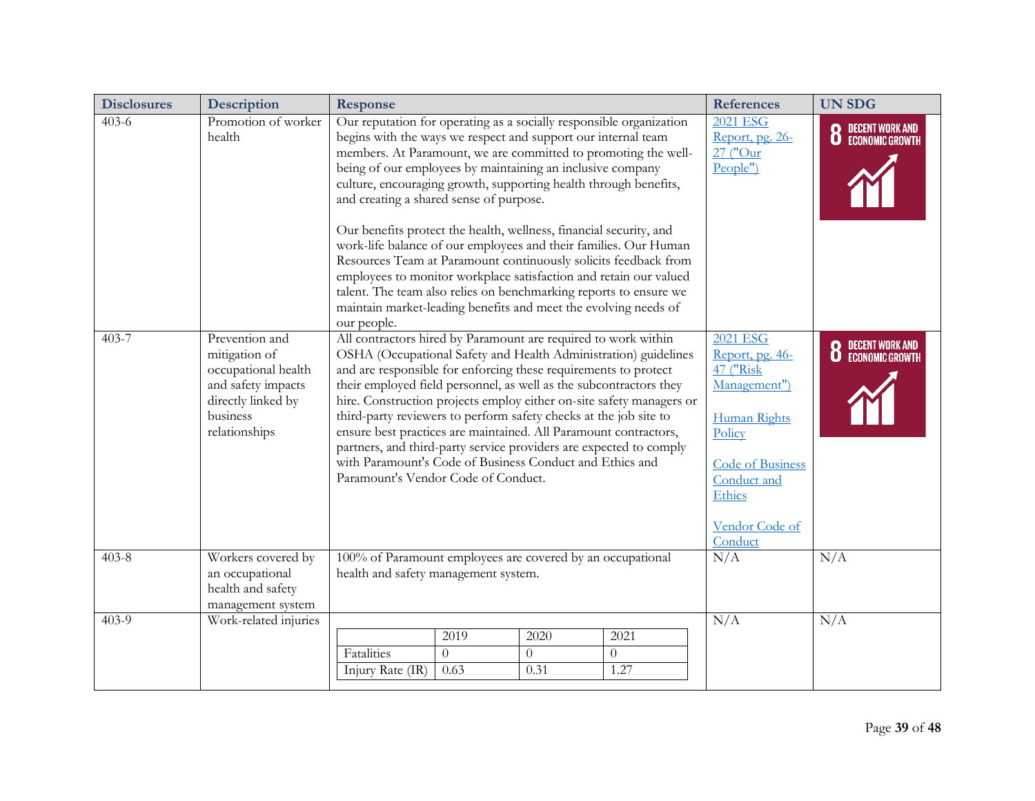| Disclosures | Description | Response | References | UN SDG |
|---|---|---|---|---|
| 403-6 | Promotion of worker health | Our reputation for operating as a socially responsible organization begins with the ways we respect and support our internal team members. At Paramount, we are committed to promoting the well-being of our employees by maintaining an inclusive company culture, encouraging growth, supporting health through benefits, and creating a shared sense of purpose.<br><br>Our benefits protect the health, wellness, financial security, and work-life balance of our employees and their families. Our Human Resources Team at Paramount continuously solicits feedback from employees to monitor workplace satisfaction and retain our valued talent. The team also relies on benchmarking reports to ensure we maintain market-leading benefits and meet the evolving needs of our people. | 2021 ESG Report, pg. 26-27 ("Our People") | 8 DECENT WORK AND ECONOMIC GROWTH |
| 403-7 | Prevention and mitigation of occupational health and safety impacts directly linked by business relationships | All contractors hired by Paramount are required to work within OSHA (Occupational Safety and Health Administration) guidelines and are responsible for enforcing these requirements to protect their employed field personnel, as well as the subcontractors they hire. Construction projects employ either on-site safety managers or third-party reviewers to perform safety checks at the job site to ensure best practices are maintained. All Paramount contractors, partners, and third-party service providers are expected to comply with Paramount's Code of Business Conduct and Ethics and Paramount's Vendor Code of Conduct. | 2021 ESG Report, pg. 46-47 ("Risk Management")<br><br>Human Rights Policy<br><br>Code of Business Conduct and Ethics<br><br>Vendor Code of Conduct | 8 DECENT WORK AND ECONOMIC GROWTH |
| 403-8 | Workers covered by an occupational health and safety management system | 100% of Paramount employees are covered by an occupational health and safety management system. | N/A | N/A |
| 403-9 | Work-related injuries | See table below | N/A | N/A |

| | 2019 | 2020 | 2021 |
|---|---|---|---|
| Fatalities | 0 | 0 | 0 |
| Injury Rate (IR) | 0.63 | 0.31 | 1.27 |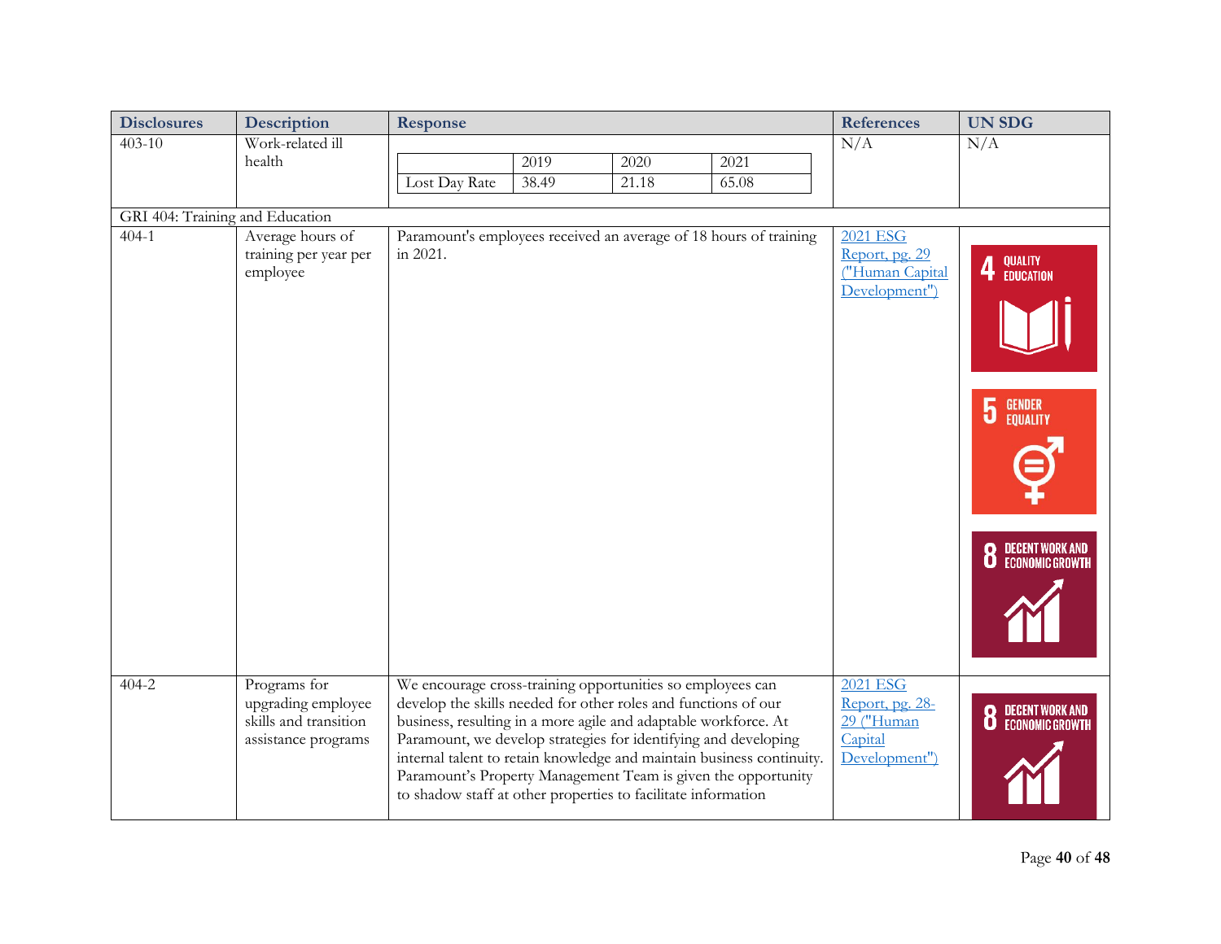| Disclosures | Description | Response | References | UN SDG |
|---|---|---|---|---|
| 403-10 | Work-related ill health | | 2019 | 2020 | 2021 |<br>Lost Day Rate: 2019: 38.49; 2020: 21.18; 2021: 65.08 | N/A | N/A |
| GRI 404: Training and Education | | | | |
| 404-1 | Average hours of training per year per employee | Paramount's employees received an average of 18 hours of training in 2021. | [2021 ESG Report, pg. 29 ("Human Capital Development")] | 4 QUALITY EDUCATION<br>5 GENDER EQUALITY<br>8 DECENT WORK AND ECONOMIC GROWTH |
| 404-2 | Programs for upgrading employee skills and transition assistance programs | We encourage cross-training opportunities so employees can develop the skills needed for other roles and functions of our business, resulting in a more agile and adaptable workforce. At Paramount, we develop strategies for identifying and developing internal talent to retain knowledge and maintain business continuity. Paramount's Property Management Team is given the opportunity to shadow staff at other properties to facilitate information | [2021 ESG Report, pg. 28-29 ("Human Capital Development")] | 8 DECENT WORK AND ECONOMIC GROWTH |

Lost Day Rate (403-10):

| | 2019 | 2020 | 2021 |
|---|---|---|---|
| Lost Day Rate | 38.49 | 21.18 | 65.08 |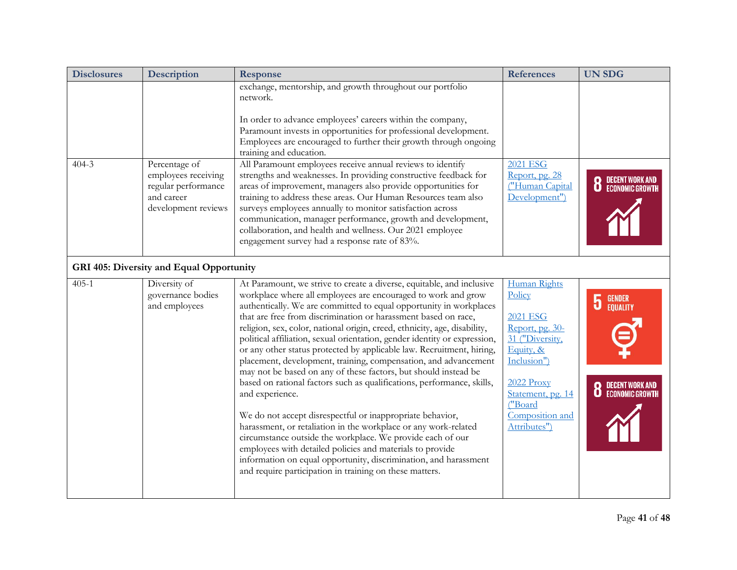| Disclosures | Description | Response | References | UN SDG |
|---|---|---|---|---|
| | | exchange, mentorship, and growth throughout our portfolio network.<br><br>In order to advance employees' careers within the company, Paramount invests in opportunities for professional development. Employees are encouraged to further their growth through ongoing training and education. | | |
| 404-3 | Percentage of employees receiving regular performance and career development reviews | All Paramount employees receive annual reviews to identify strengths and weaknesses. In providing constructive feedback for areas of improvement, managers also provide opportunities for training to address these areas. Our Human Resources team also surveys employees annually to monitor satisfaction across communication, manager performance, growth and development, collaboration, and health and wellness. Our 2021 employee engagement survey had a response rate of 83%. | 2021 ESG Report, pg. 28 ("Human Capital Development") | 8 DECENT WORK AND ECONOMIC GROWTH |
| **GRI 405: Diversity and Equal Opportunity** | | | | |
| 405-1 | Diversity of governance bodies and employees | At Paramount, we strive to create a diverse, equitable, and inclusive workplace where all employees are encouraged to work and grow authentically. We are committed to equal opportunity in workplaces that are free from discrimination or harassment based on race, religion, sex, color, national origin, creed, ethnicity, age, disability, political affiliation, sexual orientation, gender identity or expression, or any other status protected by applicable law. Recruitment, hiring, placement, development, training, compensation, and advancement may not be based on any of these factors, but should instead be based on rational factors such as qualifications, performance, skills, and experience.<br><br>We do not accept disrespectful or inappropriate behavior, harassment, or retaliation in the workplace or any work-related circumstance outside the workplace. We provide each of our employees with detailed policies and materials to provide information on equal opportunity, discrimination, and harassment and require participation in training on these matters. | Human Rights Policy<br><br>2021 ESG Report, pg. 30-31 ("Diversity, Equity, & Inclusion")<br><br>2022 Proxy Statement, pg. 14 ("Board Composition and Attributes") | 5 GENDER EQUALITY<br><br>8 DECENT WORK AND ECONOMIC GROWTH |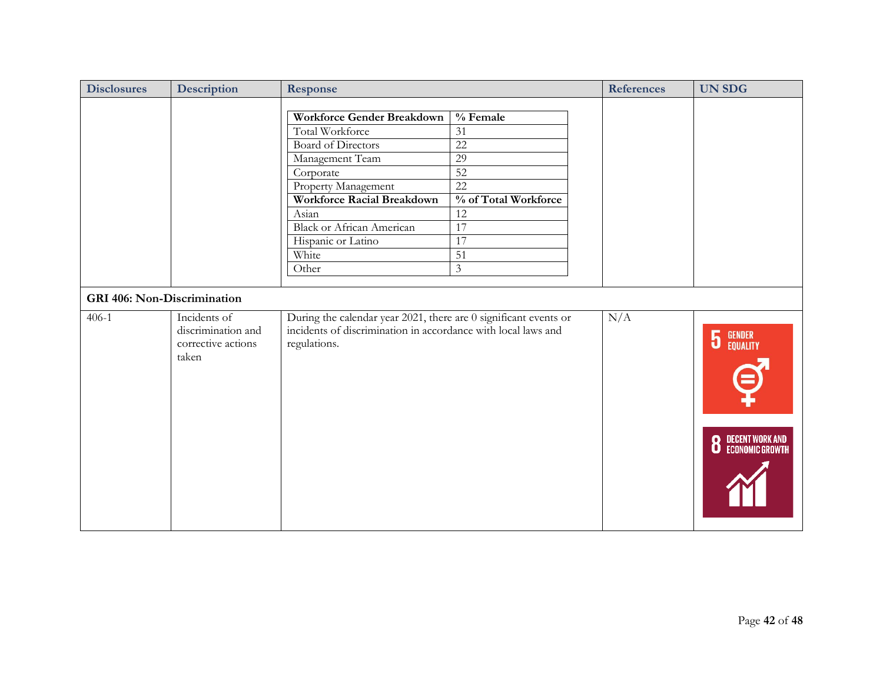| Disclosures | Description | Response | References | UN SDG |
|---|---|---|---|---|
| | | **Workforce Gender Breakdown** / **% Female**<br>Total Workforce: 31<br>Board of Directors: 22<br>Management Team: 29<br>Corporate: 52<br>Property Management: 22<br>**Workforce Racial Breakdown** / **% of Total Workforce**<br>Asian: 12<br>Black or African American: 17<br>Hispanic or Latino: 17<br>White: 51<br>Other: 3 | | |
| **GRI 406: Non-Discrimination** | | | | |
| 406-1 | Incidents of discrimination and corrective actions taken | During the calendar year 2021, there are 0 significant events or incidents of discrimination in accordance with local laws and regulations. | N/A | 5 GENDER EQUALITY<br>8 DECENT WORK AND ECONOMIC GROWTH |

| Workforce Gender Breakdown | % Female |
|---|---|
| Total Workforce | 31 |
| Board of Directors | 22 |
| Management Team | 29 |
| Corporate | 52 |
| Property Management | 22 |
| **Workforce Racial Breakdown** | **% of Total Workforce** |
| Asian | 12 |
| Black or African American | 17 |
| Hispanic or Latino | 17 |
| White | 51 |
| Other | 3 |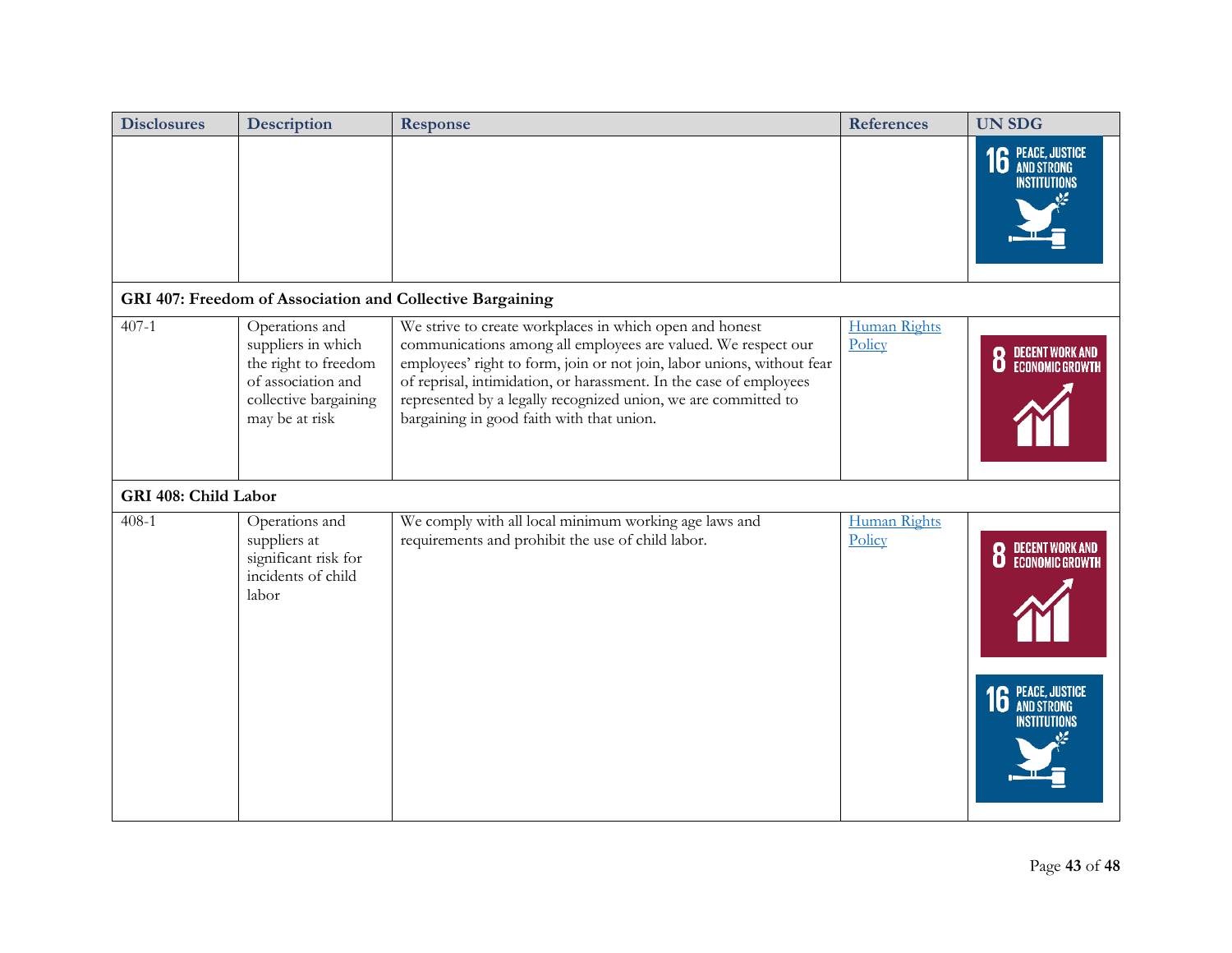| Disclosures | Description | Response | References | UN SDG |
|---|---|---|---|---|
| | | | | 16 PEACE, JUSTICE AND STRONG INSTITUTIONS |
| **GRI 407: Freedom of Association and Collective Bargaining** | | | | |
| 407-1 | Operations and suppliers in which the right to freedom of association and collective bargaining may be at risk | We strive to create workplaces in which open and honest communications among all employees are valued. We respect our employees' right to form, join or not join, labor unions, without fear of reprisal, intimidation, or harassment. In the case of employees represented by a legally recognized union, we are committed to bargaining in good faith with that union. | Human Rights Policy | 8 DECENT WORK AND ECONOMIC GROWTH |
| **GRI 408: Child Labor** | | | | |
| 408-1 | Operations and suppliers at significant risk for incidents of child labor | We comply with all local minimum working age laws and requirements and prohibit the use of child labor. | Human Rights Policy | 8 DECENT WORK AND ECONOMIC GROWTH; 16 PEACE, JUSTICE AND STRONG INSTITUTIONS |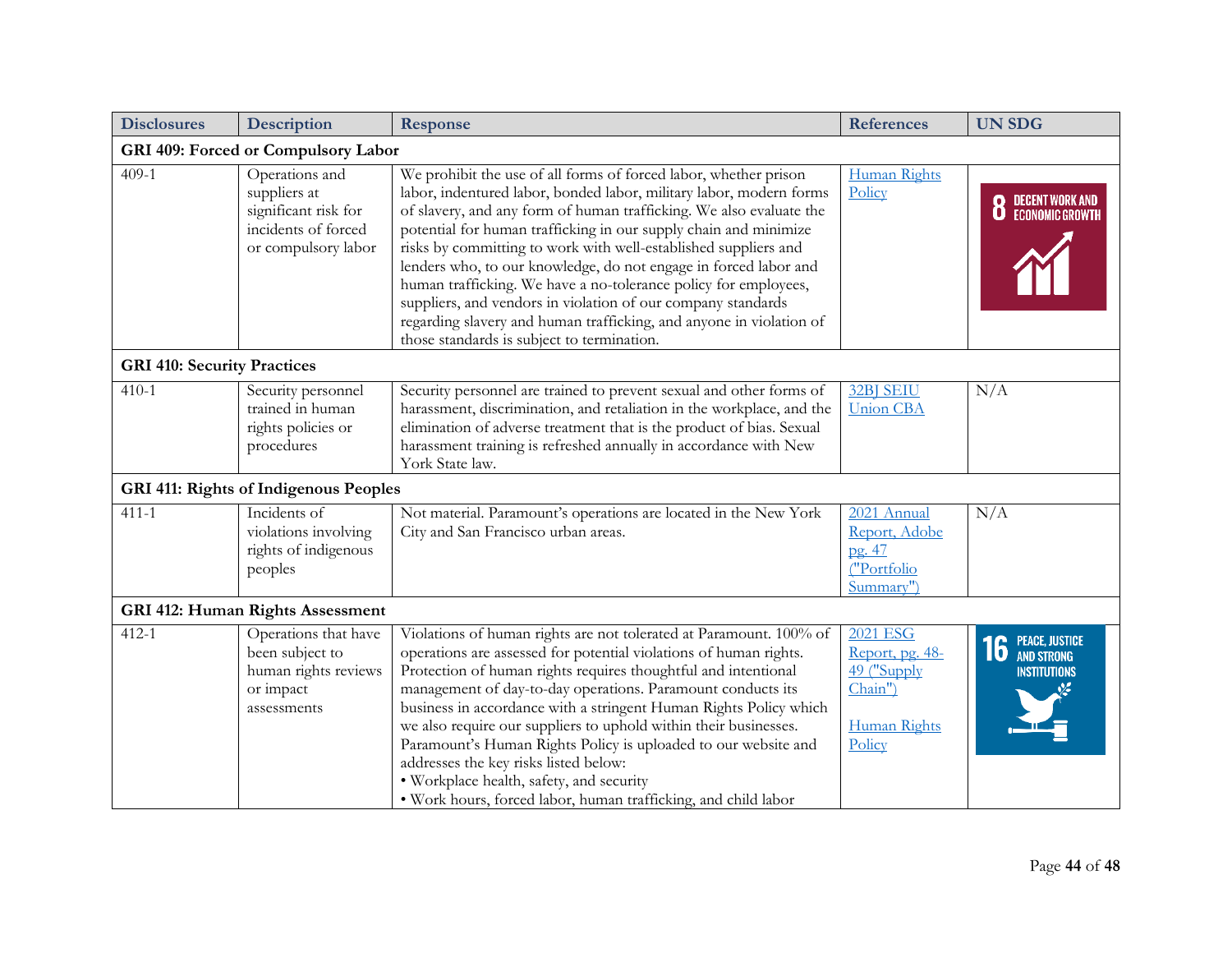| Disclosures | Description | Response | References | UN SDG |
|---|---|---|---|---|
| **GRI 409: Forced or Compulsory Labor** | | | | |
| 409-1 | Operations and suppliers at significant risk for incidents of forced or compulsory labor | We prohibit the use of all forms of forced labor, whether prison labor, indentured labor, bonded labor, military labor, modern forms of slavery, and any form of human trafficking. We also evaluate the potential for human trafficking in our supply chain and minimize risks by committing to work with well-established suppliers and lenders who, to our knowledge, do not engage in forced labor and human trafficking. We have a no-tolerance policy for employees, suppliers, and vendors in violation of our company standards regarding slavery and human trafficking, and anyone in violation of those standards is subject to termination. | Human Rights Policy | 8 DECENT WORK AND ECONOMIC GROWTH |
| **GRI 410: Security Practices** | | | | |
| 410-1 | Security personnel trained in human rights policies or procedures | Security personnel are trained to prevent sexual and other forms of harassment, discrimination, and retaliation in the workplace, and the elimination of adverse treatment that is the product of bias. Sexual harassment training is refreshed annually in accordance with New York State law. | 32BJ SEIU Union CBA | N/A |
| **GRI 411: Rights of Indigenous Peoples** | | | | |
| 411-1 | Incidents of violations involving rights of indigenous peoples | Not material. Paramount's operations are located in the New York City and San Francisco urban areas. | 2021 Annual Report, Adobe pg. 47 ("Portfolio Summary") | N/A |
| **GRI 412: Human Rights Assessment** | | | | |
| 412-1 | Operations that have been subject to human rights reviews or impact assessments | Violations of human rights are not tolerated at Paramount. 100% of operations are assessed for potential violations of human rights. Protection of human rights requires thoughtful and intentional management of day-to-day operations. Paramount conducts its business in accordance with a stringent Human Rights Policy which we also require our suppliers to uphold within their businesses. Paramount's Human Rights Policy is uploaded to our website and addresses the key risks listed below:<br>• Workplace health, safety, and security<br>• Work hours, forced labor, human trafficking, and child labor | 2021 ESG Report, pg. 48-49 ("Supply Chain")<br><br>Human Rights Policy | 16 PEACE, JUSTICE AND STRONG INSTITUTIONS |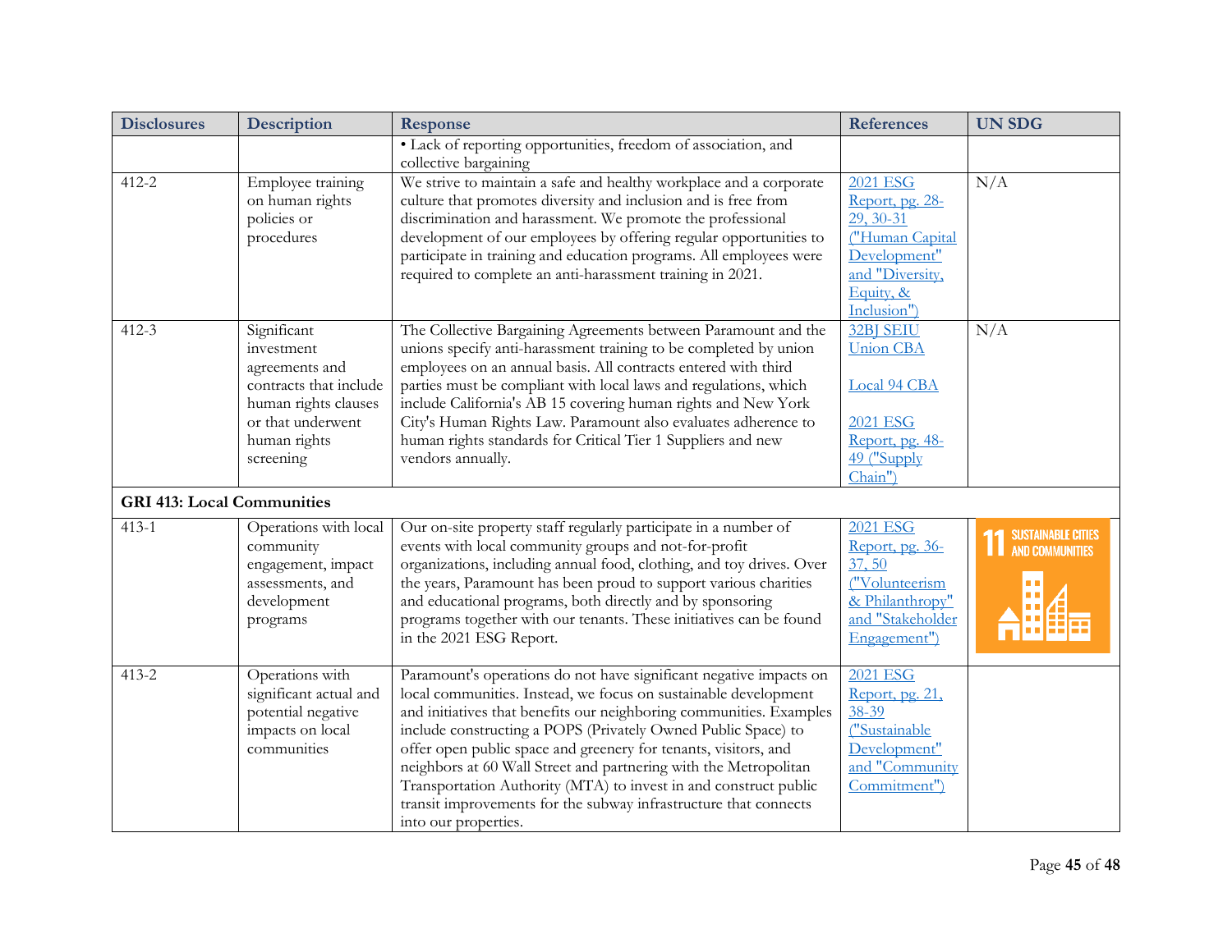| Disclosures | Description | Response | References | UN SDG |
|---|---|---|---|---|
| | | • Lack of reporting opportunities, freedom of association, and collective bargaining | | |
| 412-2 | Employee training on human rights policies or procedures | We strive to maintain a safe and healthy workplace and a corporate culture that promotes diversity and inclusion and is free from discrimination and harassment. We promote the professional development of our employees by offering regular opportunities to participate in training and education programs. All employees were required to complete an anti-harassment training in 2021. | 2021 ESG Report, pg. 28-29, 30-31 ("Human Capital Development" and "Diversity, Equity, & Inclusion") | N/A |
| 412-3 | Significant investment agreements and contracts that include human rights clauses or that underwent human rights screening | The Collective Bargaining Agreements between Paramount and the unions specify anti-harassment training to be completed by union employees on an annual basis. All contracts entered with third parties must be compliant with local laws and regulations, which include California's AB 15 covering human rights and New York City's Human Rights Law. Paramount also evaluates adherence to human rights standards for Critical Tier 1 Suppliers and new vendors annually. | 32BJ SEIU Union CBA<br><br>Local 94 CBA<br><br>2021 ESG Report, pg. 48-49 ("Supply Chain") | N/A |
| **GRI 413: Local Communities** | | | | |
| 413-1 | Operations with local community engagement, impact assessments, and development programs | Our on-site property staff regularly participate in a number of events with local community groups and not-for-profit organizations, including annual food, clothing, and toy drives. Over the years, Paramount has been proud to support various charities and educational programs, both directly and by sponsoring programs together with our tenants. These initiatives can be found in the 2021 ESG Report. | 2021 ESG Report, pg. 36-37, 50 ("Volunteerism & Philanthropy" and "Stakeholder Engagement") | 11 SUSTAINABLE CITIES AND COMMUNITIES |
| 413-2 | Operations with significant actual and potential negative impacts on local communities | Paramount's operations do not have significant negative impacts on local communities. Instead, we focus on sustainable development and initiatives that benefits our neighboring communities. Examples include constructing a POPS (Privately Owned Public Space) to offer open public space and greenery for tenants, visitors, and neighbors at 60 Wall Street and partnering with the Metropolitan Transportation Authority (MTA) to invest in and construct public transit improvements for the subway infrastructure that connects into our properties. | 2021 ESG Report, pg. 21, 38-39 ("Sustainable Development" and "Community Commitment") | |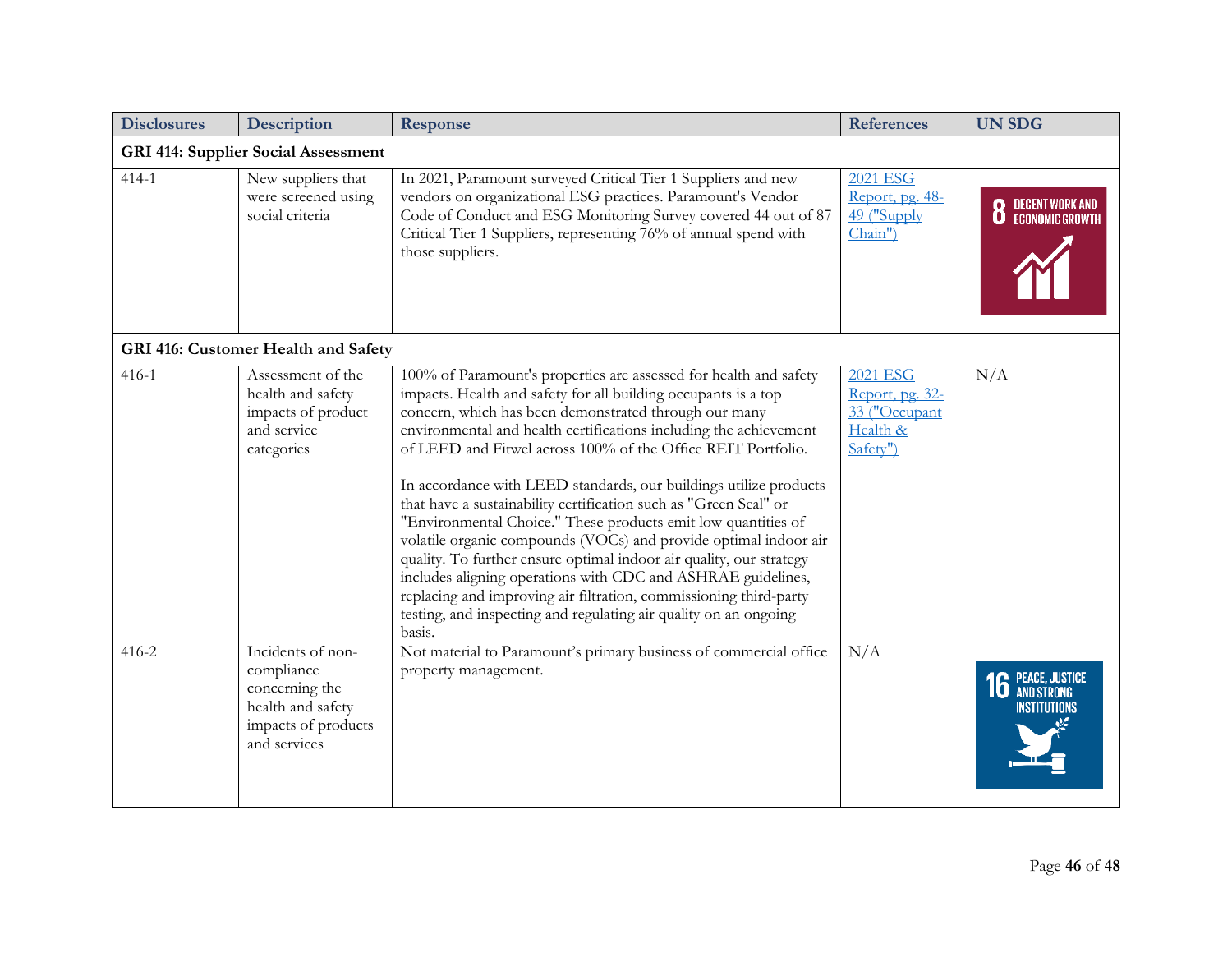| Disclosures | Description | Response | References | UN SDG |
|---|---|---|---|---|
| **GRI 414: Supplier Social Assessment** | | | | |
| 414-1 | New suppliers that were screened using social criteria | In 2021, Paramount surveyed Critical Tier 1 Suppliers and new vendors on organizational ESG practices. Paramount's Vendor Code of Conduct and ESG Monitoring Survey covered 44 out of 87 Critical Tier 1 Suppliers, representing 76% of annual spend with those suppliers. | 2021 ESG Report, pg. 48-49 ("Supply Chain") | 8 DECENT WORK AND ECONOMIC GROWTH |
| **GRI 416: Customer Health and Safety** | | | | |
| 416-1 | Assessment of the health and safety impacts of product and service categories | 100% of Paramount's properties are assessed for health and safety impacts. Health and safety for all building occupants is a top concern, which has been demonstrated through our many environmental and health certifications including the achievement of LEED and Fitwel across 100% of the Office REIT Portfolio.<br><br>In accordance with LEED standards, our buildings utilize products that have a sustainability certification such as "Green Seal" or "Environmental Choice." These products emit low quantities of volatile organic compounds (VOCs) and provide optimal indoor air quality. To further ensure optimal indoor air quality, our strategy includes aligning operations with CDC and ASHRAE guidelines, replacing and improving air filtration, commissioning third-party testing, and inspecting and regulating air quality on an ongoing basis. | 2021 ESG Report, pg. 32-33 ("Occupant Health & Safety") | N/A |
| 416-2 | Incidents of non-compliance concerning the health and safety impacts of products and services | Not material to Paramount's primary business of commercial office property management. | N/A | 16 PEACE, JUSTICE AND STRONG INSTITUTIONS |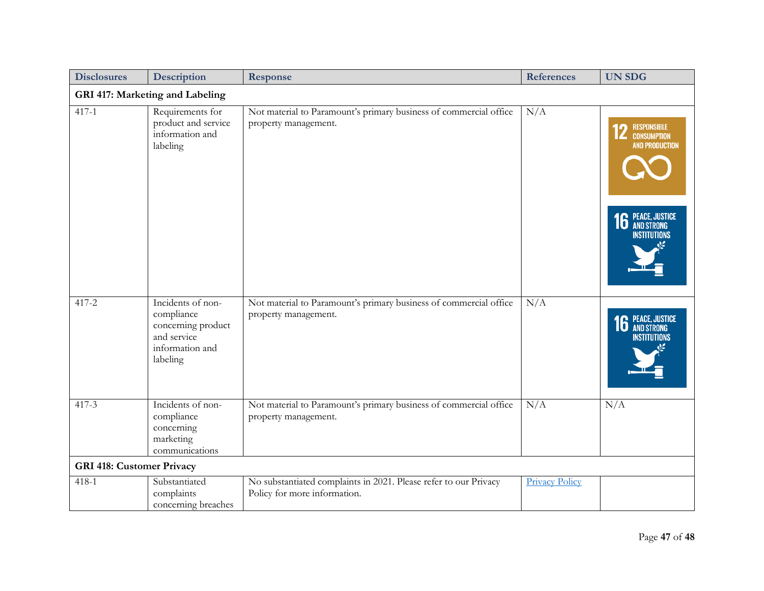| Disclosures | Description | Response | References | UN SDG |
|---|---|---|---|---|
| **GRI 417: Marketing and Labeling** | | | | |
| 417-1 | Requirements for product and service information and labeling | Not material to Paramount's primary business of commercial office property management. | N/A | 12 RESPONSIBLE CONSUMPTION AND PRODUCTION; 16 PEACE, JUSTICE AND STRONG INSTITUTIONS |
| 417-2 | Incidents of non-compliance concerning product and service information and labeling | Not material to Paramount's primary business of commercial office property management. | N/A | 16 PEACE, JUSTICE AND STRONG INSTITUTIONS |
| 417-3 | Incidents of non-compliance concerning marketing communications | Not material to Paramount's primary business of commercial office property management. | N/A | N/A |
| **GRI 418: Customer Privacy** | | | | |
| 418-1 | Substantiated complaints concerning breaches | No substantiated complaints in 2021. Please refer to our Privacy Policy for more information. | Privacy Policy | |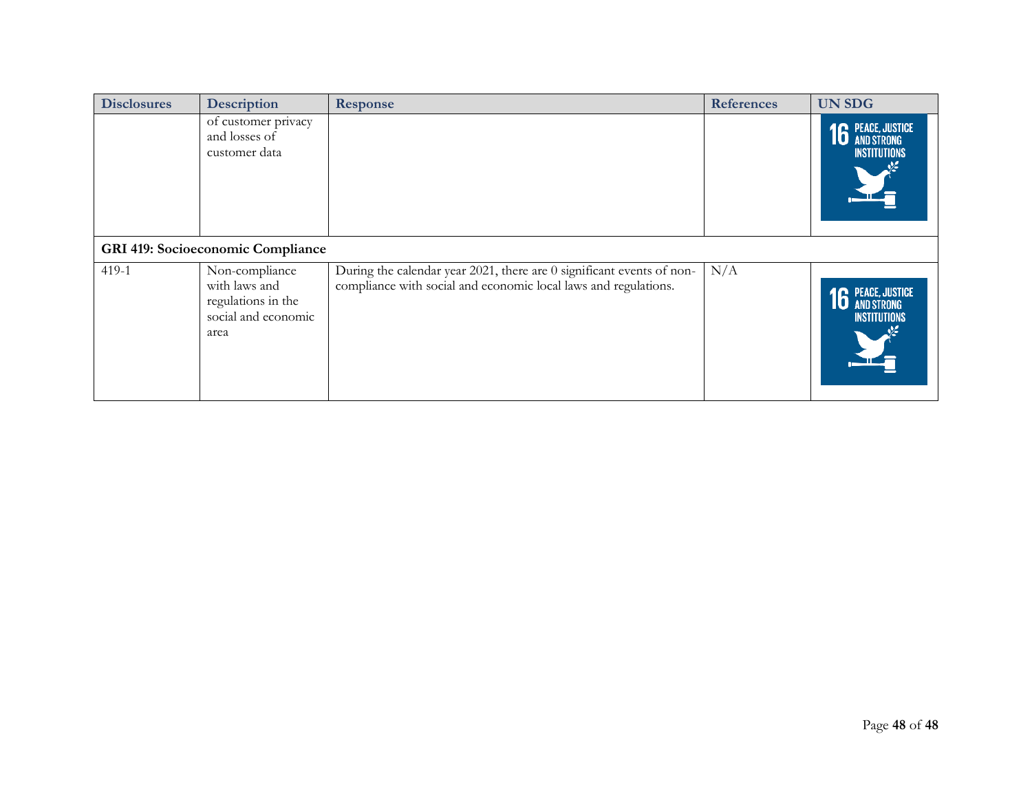| Disclosures | Description | Response | References | UN SDG |
|---|---|---|---|---|
| | of customer privacy and losses of customer data | | | 16 PEACE, JUSTICE AND STRONG INSTITUTIONS |
| **GRI 419: Socioeconomic Compliance** | | | | |
| 419-1 | Non-compliance with laws and regulations in the social and economic area | During the calendar year 2021, there are 0 significant events of non-compliance with social and economic local laws and regulations. | N/A | 16 PEACE, JUSTICE AND STRONG INSTITUTIONS |